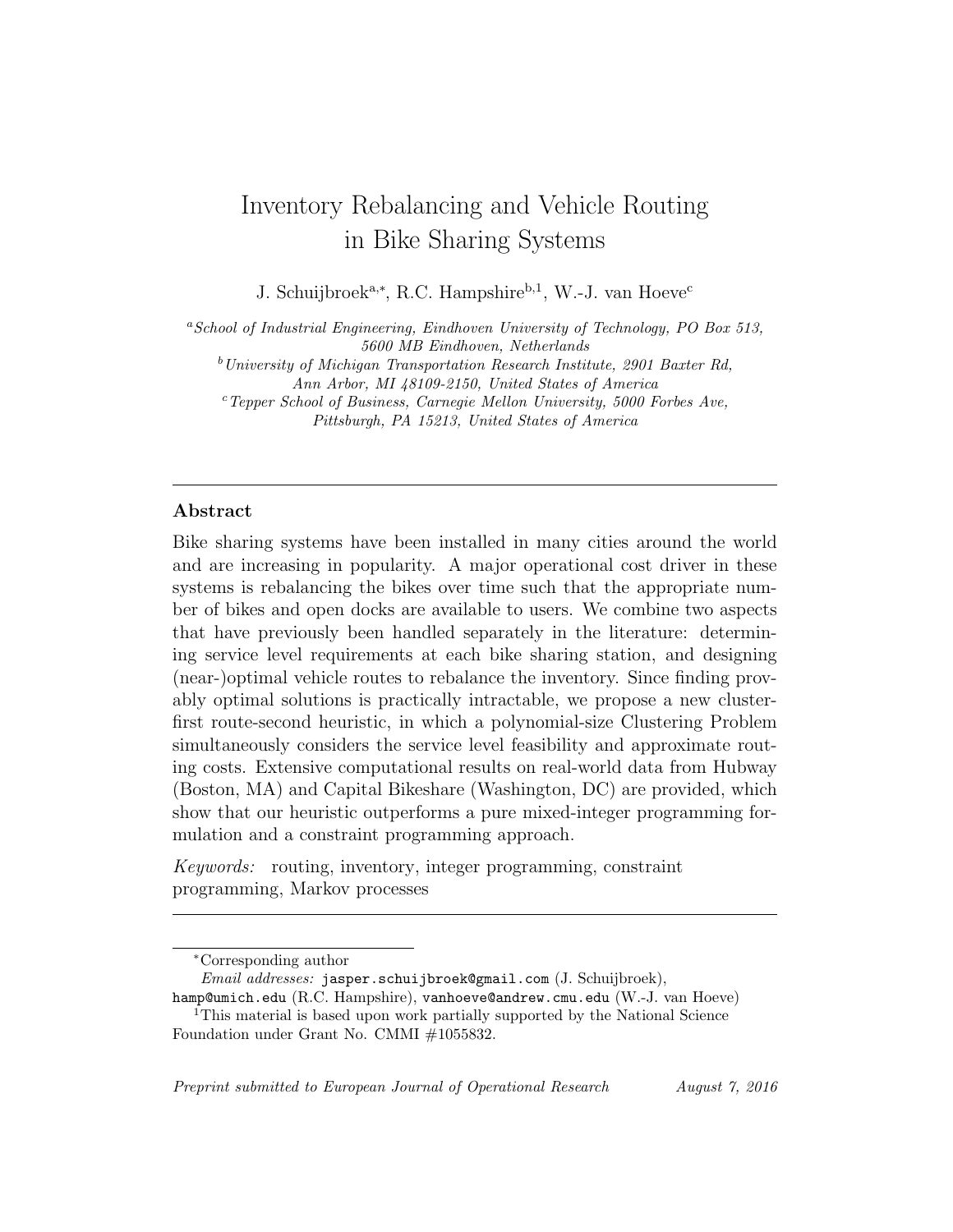# Inventory Rebalancing and Vehicle Routing in Bike Sharing Systems

J. Schuijbroek[a,*], R.C. Hampshire[b,1], W.-J. van Hoeve[c]

[a] *School of Industrial Engineering, Eindhoven University of Technology, PO Box 513, 5600 MB Eindhoven, Netherlands*

[b] *University of Michigan Transportation Research Institute, 2901 Baxter Rd, Ann Arbor, MI 48109-2150, United States of America*

[c] *Tepper School of Business, Carnegie Mellon University, 5000 Forbes Ave, Pittsburgh, PA 15213, United States of America*

---

## Abstract

Bike sharing systems have been installed in many cities around the world and are increasing in popularity. A major operational cost driver in these systems is rebalancing the bikes over time such that the appropriate number of bikes and open docks are available to users. We combine two aspects that have previously been handled separately in the literature: determining service level requirements at each bike sharing station, and designing (near-)optimal vehicle routes to rebalance the inventory. Since finding provably optimal solutions is practically intractable, we propose a new cluster-first route-second heuristic, in which a polynomial-size Clustering Problem simultaneously considers the service level feasibility and approximate routing costs. Extensive computational results on real-world data from Hubway (Boston, MA) and Capital Bikeshare (Washington, DC) are provided, which show that our heuristic outperforms a pure mixed-integer programming formulation and a constraint programming approach.

*Keywords:* routing, inventory, integer programming, constraint programming, Markov processes

---

[*] Corresponding author

*Email addresses:* jasper.schuijbroek@gmail.com (J. Schuijbroek), hamp@umich.edu (R.C. Hampshire), vanhoeve@andrew.cmu.edu (W.-J. van Hoeve)

[1] This material is based upon work partially supported by the National Science Foundation under Grant No. CMMI #1055832.

*Preprint submitted to European Journal of Operational Research* *August 7, 2016*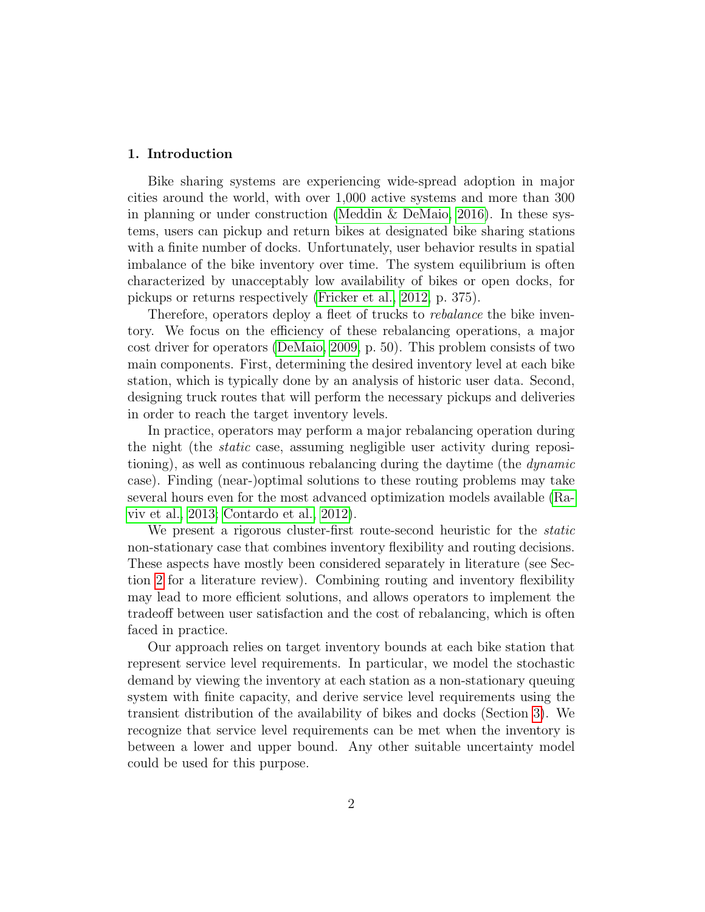## 1. Introduction

Bike sharing systems are experiencing wide-spread adoption in major cities around the world, with over 1,000 active systems and more than 300 in planning or under construction (Meddin & DeMaio, 2016). In these systems, users can pickup and return bikes at designated bike sharing stations with a finite number of docks. Unfortunately, user behavior results in spatial imbalance of the bike inventory over time. The system equilibrium is often characterized by unacceptably low availability of bikes or open docks, for pickups or returns respectively (Fricker et al., 2012, p. 375).

Therefore, operators deploy a fleet of trucks to *rebalance* the bike inventory. We focus on the efficiency of these rebalancing operations, a major cost driver for operators (DeMaio, 2009, p. 50). This problem consists of two main components. First, determining the desired inventory level at each bike station, which is typically done by an analysis of historic user data. Second, designing truck routes that will perform the necessary pickups and deliveries in order to reach the target inventory levels.

In practice, operators may perform a major rebalancing operation during the night (the *static* case, assuming negligible user activity during repositioning), as well as continuous rebalancing during the daytime (the *dynamic* case). Finding (near-)optimal solutions to these routing problems may take several hours even for the most advanced optimization models available (Raviv et al., 2013; Contardo et al., 2012).

We present a rigorous cluster-first route-second heuristic for the *static* non-stationary case that combines inventory flexibility and routing decisions. These aspects have mostly been considered separately in literature (see Section 2 for a literature review). Combining routing and inventory flexibility may lead to more efficient solutions, and allows operators to implement the tradeoff between user satisfaction and the cost of rebalancing, which is often faced in practice.

Our approach relies on target inventory bounds at each bike station that represent service level requirements. In particular, we model the stochastic demand by viewing the inventory at each station as a non-stationary queuing system with finite capacity, and derive service level requirements using the transient distribution of the availability of bikes and docks (Section 3). We recognize that service level requirements can be met when the inventory is between a lower and upper bound. Any other suitable uncertainty model could be used for this purpose.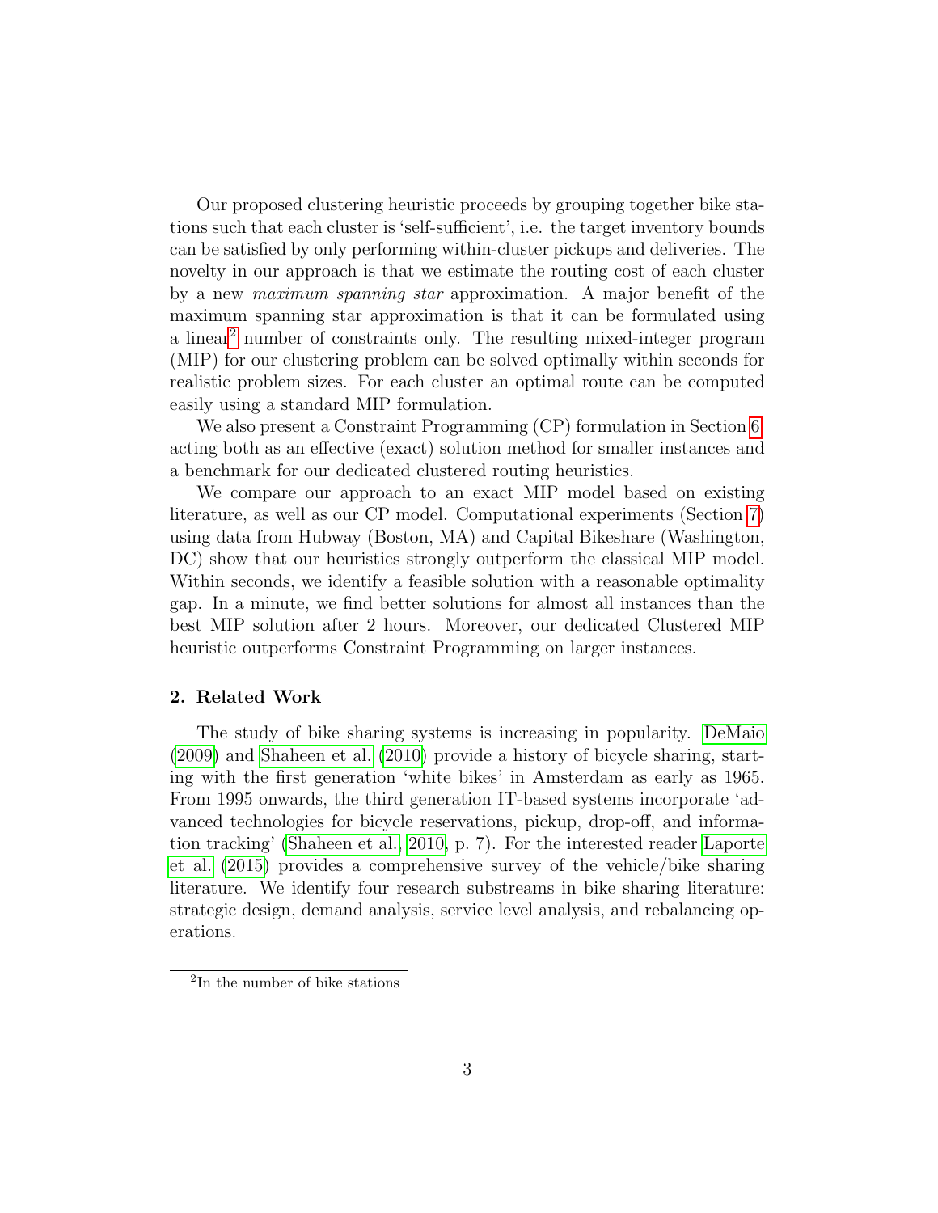Our proposed clustering heuristic proceeds by grouping together bike stations such that each cluster is 'self-sufficient', i.e. the target inventory bounds can be satisfied by only performing within-cluster pickups and deliveries. The novelty in our approach is that we estimate the routing cost of each cluster by a new *maximum spanning star* approximation. A major benefit of the maximum spanning star approximation is that it can be formulated using a linear[2] number of constraints only. The resulting mixed-integer program (MIP) for our clustering problem can be solved optimally within seconds for realistic problem sizes. For each cluster an optimal route can be computed easily using a standard MIP formulation.

We also present a Constraint Programming (CP) formulation in Section 6, acting both as an effective (exact) solution method for smaller instances and a benchmark for our dedicated clustered routing heuristics.

We compare our approach to an exact MIP model based on existing literature, as well as our CP model. Computational experiments (Section 7) using data from Hubway (Boston, MA) and Capital Bikeshare (Washington, DC) show that our heuristics strongly outperform the classical MIP model. Within seconds, we identify a feasible solution with a reasonable optimality gap. In a minute, we find better solutions for almost all instances than the best MIP solution after 2 hours. Moreover, our dedicated Clustered MIP heuristic outperforms Constraint Programming on larger instances.

## 2. Related Work

The study of bike sharing systems is increasing in popularity. DeMaio (2009) and Shaheen et al. (2010) provide a history of bicycle sharing, starting with the first generation 'white bikes' in Amsterdam as early as 1965. From 1995 onwards, the third generation IT-based systems incorporate 'advanced technologies for bicycle reservations, pickup, drop-off, and information tracking' (Shaheen et al., 2010, p. 7). For the interested reader Laporte et al. (2015) provides a comprehensive survey of the vehicle/bike sharing literature. We identify four research substreams in bike sharing literature: strategic design, demand analysis, service level analysis, and rebalancing operations.

[2]In the number of bike stations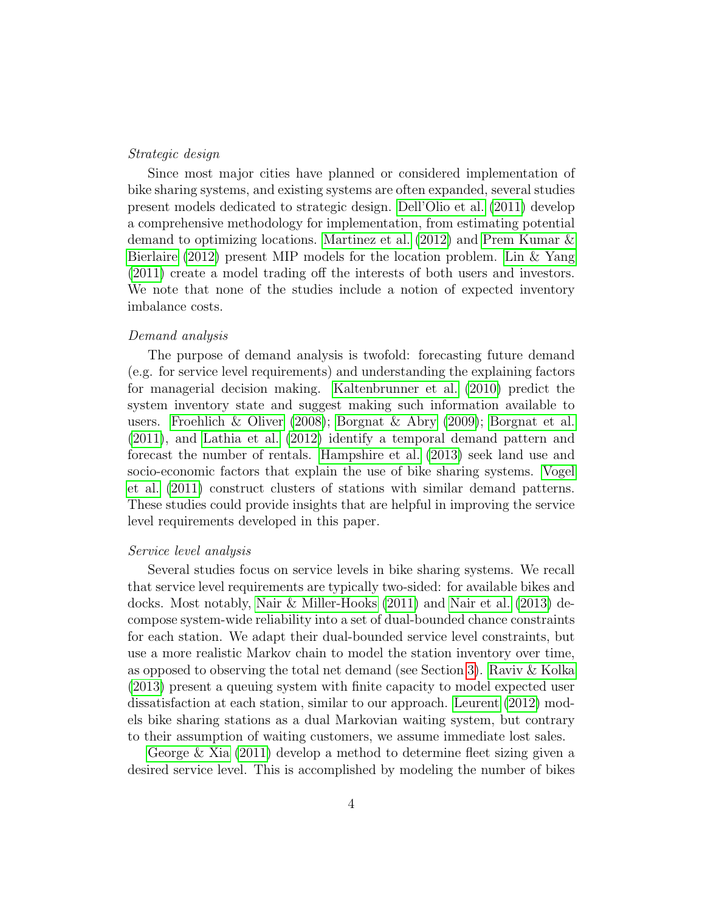*Strategic design*

Since most major cities have planned or considered implementation of bike sharing systems, and existing systems are often expanded, several studies present models dedicated to strategic design. Dell'Olio et al. (2011) develop a comprehensive methodology for implementation, from estimating potential demand to optimizing locations. Martinez et al. (2012) and Prem Kumar & Bierlaire (2012) present MIP models for the location problem. Lin & Yang (2011) create a model trading off the interests of both users and investors. We note that none of the studies include a notion of expected inventory imbalance costs.

*Demand analysis*

The purpose of demand analysis is twofold: forecasting future demand (e.g. for service level requirements) and understanding the explaining factors for managerial decision making. Kaltenbrunner et al. (2010) predict the system inventory state and suggest making such information available to users. Froehlich & Oliver (2008); Borgnat & Abry (2009); Borgnat et al. (2011), and Lathia et al. (2012) identify a temporal demand pattern and forecast the number of rentals. Hampshire et al. (2013) seek land use and socio-economic factors that explain the use of bike sharing systems. Vogel et al. (2011) construct clusters of stations with similar demand patterns. These studies could provide insights that are helpful in improving the service level requirements developed in this paper.

*Service level analysis*

Several studies focus on service levels in bike sharing systems. We recall that service level requirements are typically two-sided: for available bikes and docks. Most notably, Nair & Miller-Hooks (2011) and Nair et al. (2013) decompose system-wide reliability into a set of dual-bounded chance constraints for each station. We adapt their dual-bounded service level constraints, but use a more realistic Markov chain to model the station inventory over time, as opposed to observing the total net demand (see Section 3). Raviv & Kolka (2013) present a queuing system with finite capacity to model expected user dissatisfaction at each station, similar to our approach. Leurent (2012) models bike sharing stations as a dual Markovian waiting system, but contrary to their assumption of waiting customers, we assume immediate lost sales.

George & Xia (2011) develop a method to determine fleet sizing given a desired service level. This is accomplished by modeling the number of bikes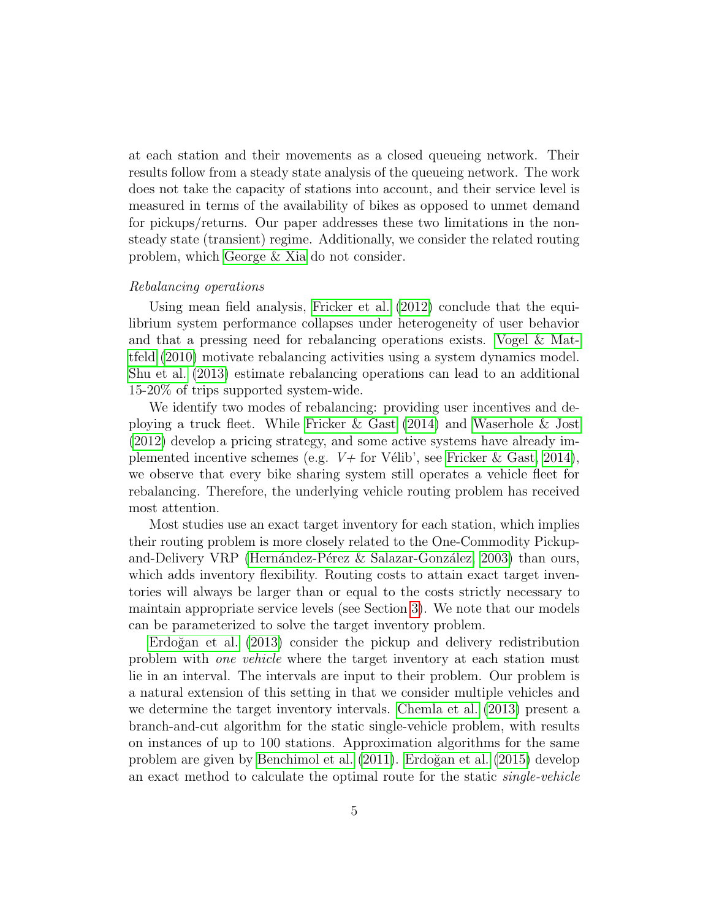at each station and their movements as a closed queueing network. Their results follow from a steady state analysis of the queueing network. The work does not take the capacity of stations into account, and their service level is measured in terms of the availability of bikes as opposed to unmet demand for pickups/returns. Our paper addresses these two limitations in the non-steady state (transient) regime. Additionally, we consider the related routing problem, which George & Xia do not consider.

*Rebalancing operations*

Using mean field analysis, Fricker et al. (2012) conclude that the equilibrium system performance collapses under heterogeneity of user behavior and that a pressing need for rebalancing operations exists. Vogel & Mattfeld (2010) motivate rebalancing activities using a system dynamics model. Shu et al. (2013) estimate rebalancing operations can lead to an additional 15-20% of trips supported system-wide.

We identify two modes of rebalancing: providing user incentives and deploying a truck fleet. While Fricker & Gast (2014) and Waserhole & Jost (2012) develop a pricing strategy, and some active systems have already implemented incentive schemes (e.g. *V+* for Vélib', see Fricker & Gast, 2014), we observe that every bike sharing system still operates a vehicle fleet for rebalancing. Therefore, the underlying vehicle routing problem has received most attention.

Most studies use an exact target inventory for each station, which implies their routing problem is more closely related to the One-Commodity Pickup-and-Delivery VRP (Hernández-Pérez & Salazar-González, 2003) than ours, which adds inventory flexibility. Routing costs to attain exact target inventories will always be larger than or equal to the costs strictly necessary to maintain appropriate service levels (see Section 3). We note that our models can be parameterized to solve the target inventory problem.

Erdoğan et al. (2013) consider the pickup and delivery redistribution problem with *one vehicle* where the target inventory at each station must lie in an interval. The intervals are input to their problem. Our problem is a natural extension of this setting in that we consider multiple vehicles and we determine the target inventory intervals. Chemla et al. (2013) present a branch-and-cut algorithm for the static single-vehicle problem, with results on instances of up to 100 stations. Approximation algorithms for the same problem are given by Benchimol et al. (2011). Erdoğan et al. (2015) develop an exact method to calculate the optimal route for the static *single-vehicle*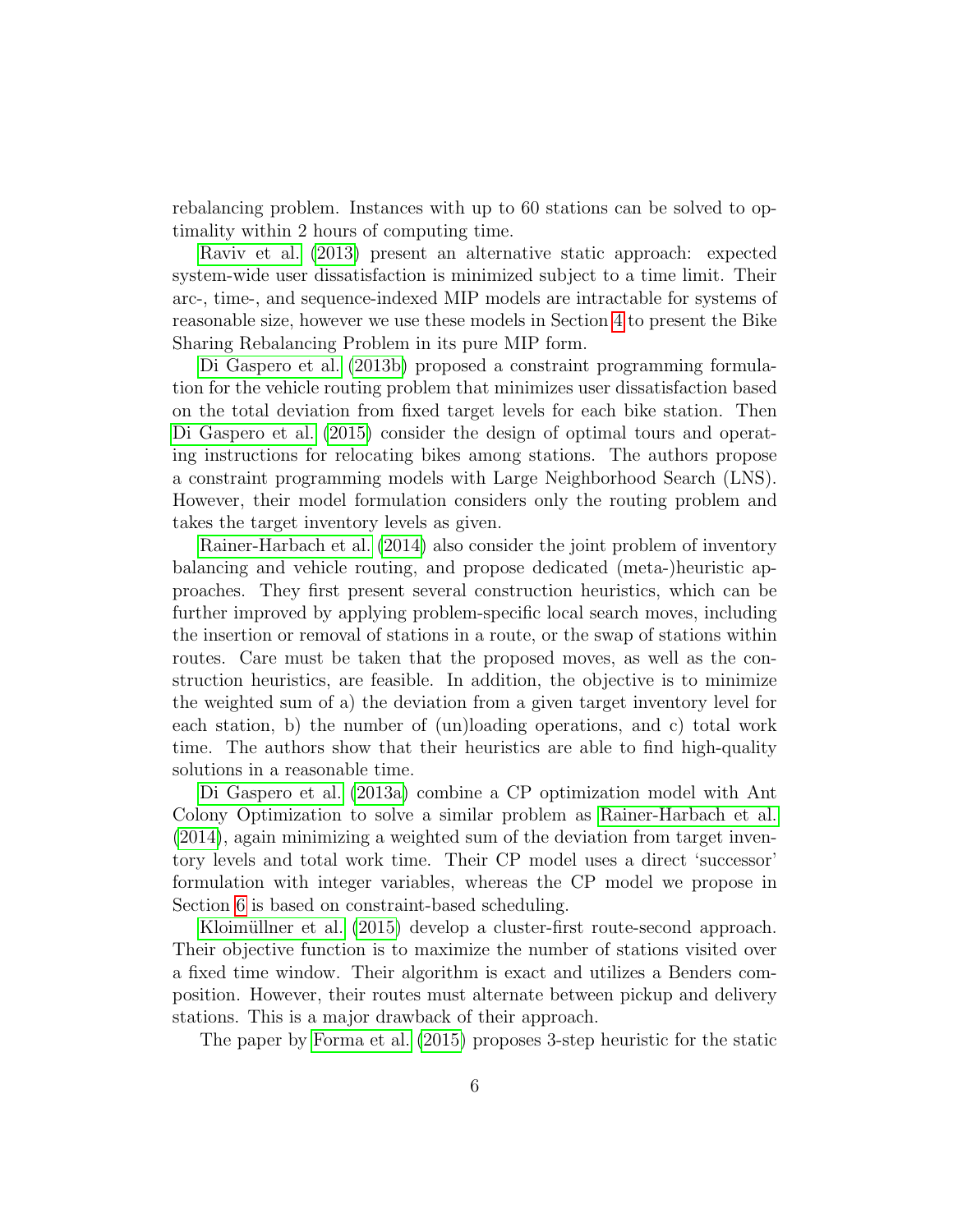rebalancing problem. Instances with up to 60 stations can be solved to optimality within 2 hours of computing time.

Raviv et al. (2013) present an alternative static approach: expected system-wide user dissatisfaction is minimized subject to a time limit. Their arc-, time-, and sequence-indexed MIP models are intractable for systems of reasonable size, however we use these models in Section 4 to present the Bike Sharing Rebalancing Problem in its pure MIP form.

Di Gaspero et al. (2013b) proposed a constraint programming formulation for the vehicle routing problem that minimizes user dissatisfaction based on the total deviation from fixed target levels for each bike station. Then Di Gaspero et al. (2015) consider the design of optimal tours and operating instructions for relocating bikes among stations. The authors propose a constraint programming models with Large Neighborhood Search (LNS). However, their model formulation considers only the routing problem and takes the target inventory levels as given.

Rainer-Harbach et al. (2014) also consider the joint problem of inventory balancing and vehicle routing, and propose dedicated (meta-)heuristic approaches. They first present several construction heuristics, which can be further improved by applying problem-specific local search moves, including the insertion or removal of stations in a route, or the swap of stations within routes. Care must be taken that the proposed moves, as well as the construction heuristics, are feasible. In addition, the objective is to minimize the weighted sum of a) the deviation from a given target inventory level for each station, b) the number of (un)loading operations, and c) total work time. The authors show that their heuristics are able to find high-quality solutions in a reasonable time.

Di Gaspero et al. (2013a) combine a CP optimization model with Ant Colony Optimization to solve a similar problem as Rainer-Harbach et al. (2014), again minimizing a weighted sum of the deviation from target inventory levels and total work time. Their CP model uses a direct 'successor' formulation with integer variables, whereas the CP model we propose in Section 6 is based on constraint-based scheduling.

Kloimüllner et al. (2015) develop a cluster-first route-second approach. Their objective function is to maximize the number of stations visited over a fixed time window. Their algorithm is exact and utilizes a Benders composition. However, their routes must alternate between pickup and delivery stations. This is a major drawback of their approach.

The paper by Forma et al. (2015) proposes 3-step heuristic for the static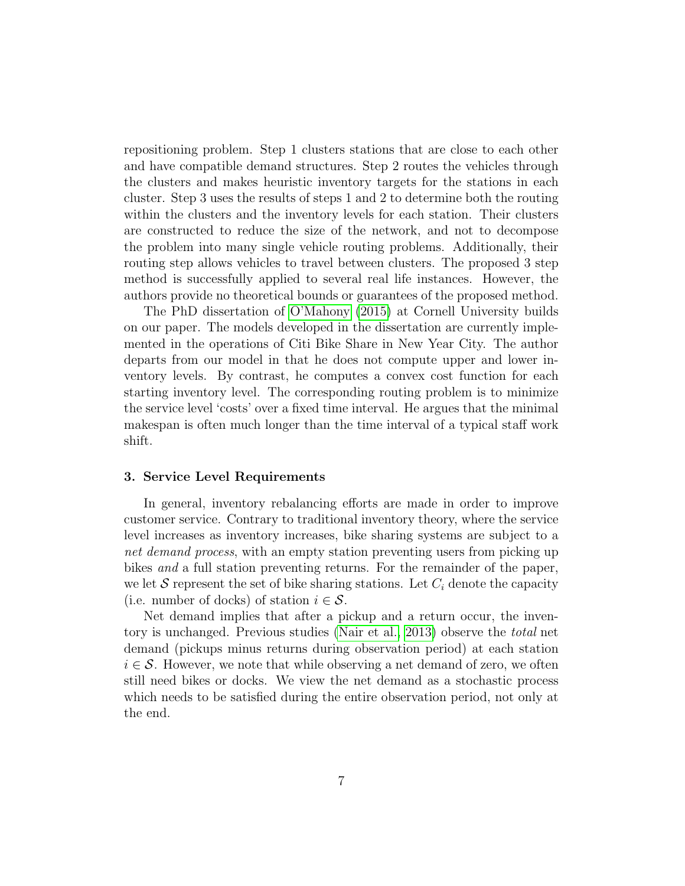repositioning problem. Step 1 clusters stations that are close to each other and have compatible demand structures. Step 2 routes the vehicles through the clusters and makes heuristic inventory targets for the stations in each cluster. Step 3 uses the results of steps 1 and 2 to determine both the routing within the clusters and the inventory levels for each station. Their clusters are constructed to reduce the size of the network, and not to decompose the problem into many single vehicle routing problems. Additionally, their routing step allows vehicles to travel between clusters. The proposed 3 step method is successfully applied to several real life instances. However, the authors provide no theoretical bounds or guarantees of the proposed method.

The PhD dissertation of O'Mahony (2015) at Cornell University builds on our paper. The models developed in the dissertation are currently implemented in the operations of Citi Bike Share in New Year City. The author departs from our model in that he does not compute upper and lower inventory levels. By contrast, he computes a convex cost function for each starting inventory level. The corresponding routing problem is to minimize the service level 'costs' over a fixed time interval. He argues that the minimal makespan is often much longer than the time interval of a typical staff work shift.

## 3. Service Level Requirements

In general, inventory rebalancing efforts are made in order to improve customer service. Contrary to traditional inventory theory, where the service level increases as inventory increases, bike sharing systems are subject to a *net demand process*, with an empty station preventing users from picking up bikes *and* a full station preventing returns. For the remainder of the paper, we let $\mathcal{S}$ represent the set of bike sharing stations. Let $C_i$ denote the capacity (i.e. number of docks) of station $i \in \mathcal{S}$.

Net demand implies that after a pickup and a return occur, the inventory is unchanged. Previous studies (Nair et al., 2013) observe the *total* net demand (pickups minus returns during observation period) at each station $i \in \mathcal{S}$. However, we note that while observing a net demand of zero, we often still need bikes or docks. We view the net demand as a stochastic process which needs to be satisfied during the entire observation period, not only at the end.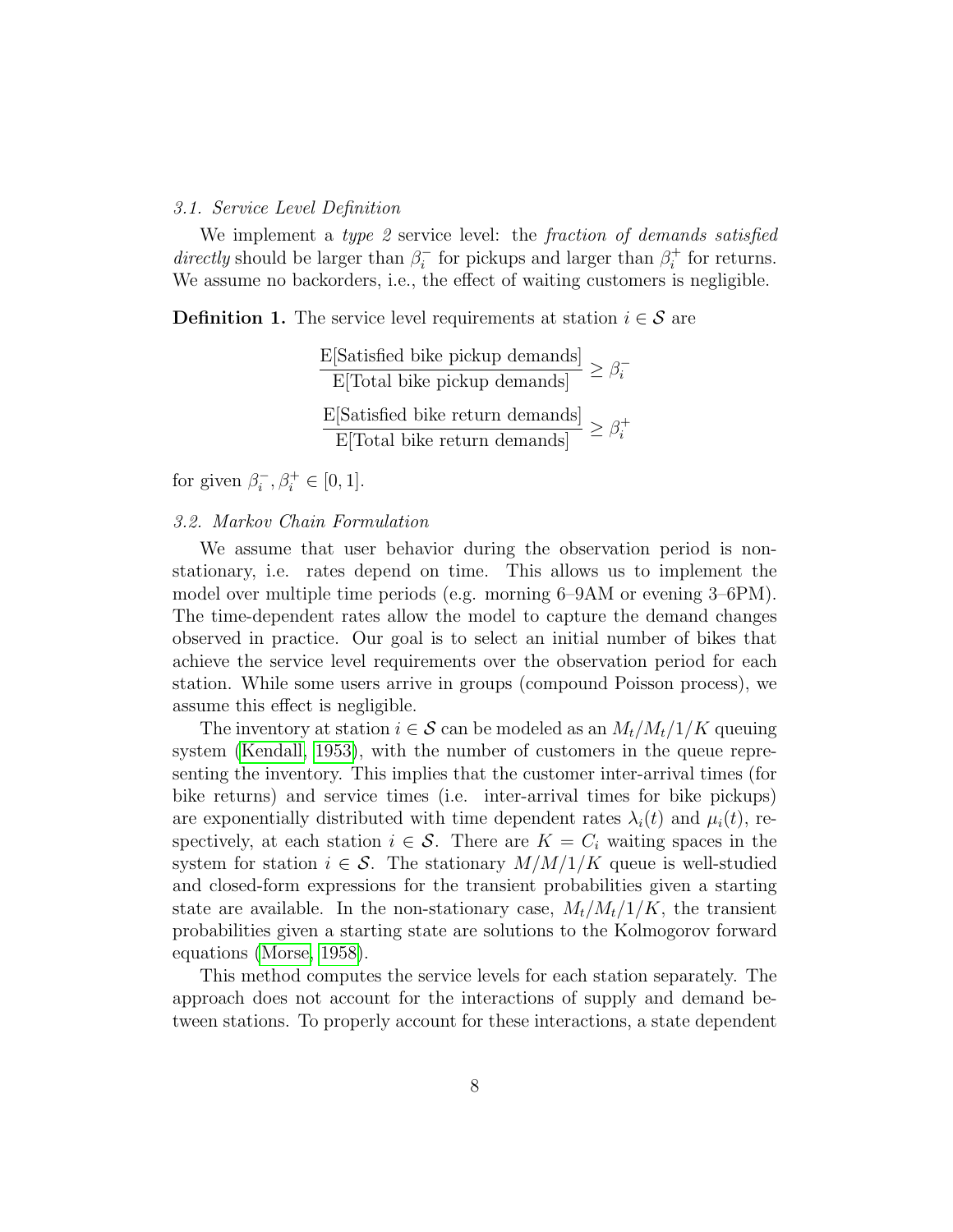### *3.1. Service Level Definition*

We implement a *type 2* service level: the *fraction of demands satisfied directly* should be larger than $\beta_i^-$ for pickups and larger than $\beta_i^+$ for returns. We assume no backorders, i.e., the effect of waiting customers is negligible.

**Definition 1.** The service level requirements at station $i \in \mathcal{S}$ are

$$\frac{\text{E[Satisfied bike pickup demands]}}{\text{E[Total bike pickup demands]}} \geq \beta_i^-$$

$$\frac{\text{E[Satisfied bike return demands]}}{\text{E[Total bike return demands]}} \geq \beta_i^+$$

for given $\beta_i^-, \beta_i^+ \in [0, 1]$.

### *3.2. Markov Chain Formulation*

We assume that user behavior during the observation period is non-stationary, i.e. rates depend on time. This allows us to implement the model over multiple time periods (e.g. morning 6–9AM or evening 3–6PM). The time-dependent rates allow the model to capture the demand changes observed in practice. Our goal is to select an initial number of bikes that achieve the service level requirements over the observation period for each station. While some users arrive in groups (compound Poisson process), we assume this effect is negligible.

The inventory at station $i \in \mathcal{S}$ can be modeled as an $M_t/M_t/1/K$ queuing system (Kendall, 1953), with the number of customers in the queue representing the inventory. This implies that the customer inter-arrival times (for bike returns) and service times (i.e. inter-arrival times for bike pickups) are exponentially distributed with time dependent rates $\lambda_i(t)$ and $\mu_i(t)$, respectively, at each station $i \in \mathcal{S}$. There are $K = C_i$ waiting spaces in the system for station $i \in \mathcal{S}$. The stationary $M/M/1/K$ queue is well-studied and closed-form expressions for the transient probabilities given a starting state are available. In the non-stationary case, $M_t/M_t/1/K$, the transient probabilities given a starting state are solutions to the Kolmogorov forward equations (Morse, 1958).

This method computes the service levels for each station separately. The approach does not account for the interactions of supply and demand between stations. To properly account for these interactions, a state dependent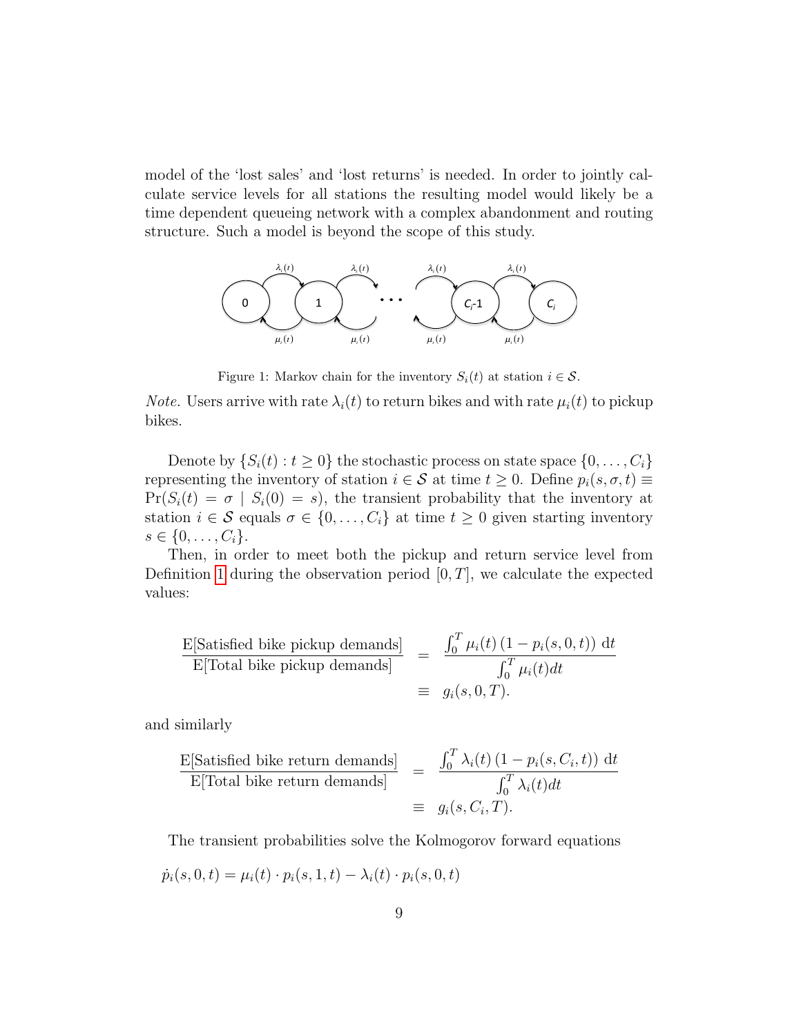model of the 'lost sales' and 'lost returns' is needed. In order to jointly calculate service levels for all stations the resulting model would likely be a time dependent queueing network with a complex abandonment and routing structure. Such a model is beyond the scope of this study.

Figure 1: Markov chain for the inventory $S_i(t)$ at station $i \in \mathcal{S}$.

*Note.* Users arrive with rate $\lambda_i(t)$ to return bikes and with rate $\mu_i(t)$ to pickup bikes.

Denote by $\{S_i(t) : t \geq 0\}$ the stochastic process on state space $\{0, \ldots, C_i\}$ representing the inventory of station $i \in \mathcal{S}$ at time $t \geq 0$. Define $p_i(s, \sigma, t) \equiv \Pr(S_i(t) = \sigma \mid S_i(0) = s)$, the transient probability that the inventory at station $i \in \mathcal{S}$ equals $\sigma \in \{0, \ldots, C_i\}$ at time $t \geq 0$ given starting inventory $s \in \{0, \ldots, C_i\}$.

Then, in order to meet both the pickup and return service level from Definition 1 during the observation period $[0, T]$, we calculate the expected values:

$$
\begin{aligned}
\frac{\text{E[Satisfied bike pickup demands]}}{\text{E[Total bike pickup demands]}} &= \frac{\int_0^T \mu_i(t)\,(1 - p_i(s, 0, t))\ \mathrm{d}t}{\int_0^T \mu_i(t) dt} \\
&\equiv g_i(s, 0, T).
\end{aligned}
$$

and similarly

$$
\begin{aligned}
\frac{\text{E[Satisfied bike return demands]}}{\text{E[Total bike return demands]}} &= \frac{\int_0^T \lambda_i(t)\,(1 - p_i(s, C_i, t))\ \mathrm{d}t}{\int_0^T \lambda_i(t) dt} \\
&\equiv g_i(s, C_i, T).
\end{aligned}
$$

The transient probabilities solve the Kolmogorov forward equations

$$
\dot{p}_i(s, 0, t) = \mu_i(t) \cdot p_i(s, 1, t) - \lambda_i(t) \cdot p_i(s, 0, t)
$$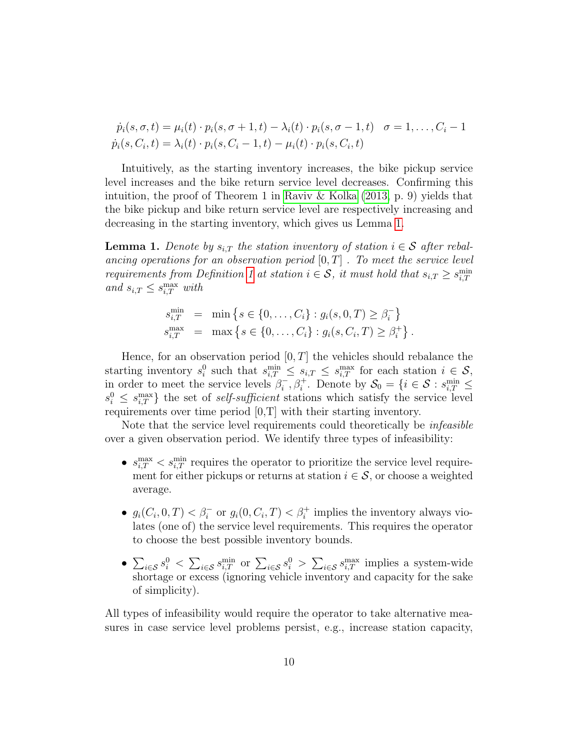$$\dot{p}_i(s,\sigma,t) = \mu_i(t) \cdot p_i(s,\sigma+1,t) - \lambda_i(t) \cdot p_i(s,\sigma-1,t) \quad \sigma = 1,\ldots,C_i - 1$$
$$\dot{p}_i(s,C_i,t) = \lambda_i(t) \cdot p_i(s,C_i - 1,t) - \mu_i(t) \cdot p_i(s,C_i,t)$$

Intuitively, as the starting inventory increases, the bike pickup service level increases and the bike return service level decreases. Confirming this intuition, the proof of Theorem 1 in Raviv & Kolka (2013, p. 9) yields that the bike pickup and bike return service level are respectively increasing and decreasing in the starting inventory, which gives us Lemma 1.

**Lemma 1.** *Denote by $s_{i,T}$ the station inventory of station $i \in \mathcal{S}$ after rebalancing operations for an observation period $[0,T]$ . To meet the service level requirements from Definition 1 at station $i \in \mathcal{S}$, it must hold that $s_{i,T} \geq s^{\min}_{i,T}$ and $s_{i,T} \leq s^{\max}_{i,T}$ with*

$$\begin{aligned}
s^{\min}_{i,T} &= \min\left\{s \in \{0,\ldots,C_i\} : g_i(s,0,T) \geq \beta_i^-\right\} \\
s^{\max}_{i,T} &= \max\left\{s \in \{0,\ldots,C_i\} : g_i(s,C_i,T) \geq \beta_i^+\right\}.
\end{aligned}$$

Hence, for an observation period $[0,T]$ the vehicles should rebalance the starting inventory $s_i^0$ such that $s^{\min}_{i,T} \leq s_{i,T} \leq s^{\max}_{i,T}$ for each station $i \in \mathcal{S}$, in order to meet the service levels $\beta_i^-, \beta_i^+$. Denote by $\mathcal{S}_0 = \{i \in \mathcal{S} : s^{\min}_{i,T} \leq s_i^0 \leq s^{\max}_{i,T}\}$ the set of *self-sufficient* stations which satisfy the service level requirements over time period [0,T] with their starting inventory.

Note that the service level requirements could theoretically be *infeasible* over a given observation period. We identify three types of infeasibility:

- $s^{\max}_{i,T} < s^{\min}_{i,T}$ requires the operator to prioritize the service level requirement for either pickups or returns at station $i \in \mathcal{S}$, or choose a weighted average.
- $g_i(C_i,0,T) < \beta_i^-$ or $g_i(0,C_i,T) < \beta_i^+$ implies the inventory always violates (one of) the service level requirements. This requires the operator to choose the best possible inventory bounds.
- $\sum_{i\in\mathcal{S}} s_i^0 < \sum_{i\in\mathcal{S}} s^{\min}_{i,T}$ or $\sum_{i\in\mathcal{S}} s_i^0 > \sum_{i\in\mathcal{S}} s^{\max}_{i,T}$ implies a system-wide shortage or excess (ignoring vehicle inventory and capacity for the sake of simplicity).

All types of infeasibility would require the operator to take alternative measures in case service level problems persist, e.g., increase station capacity,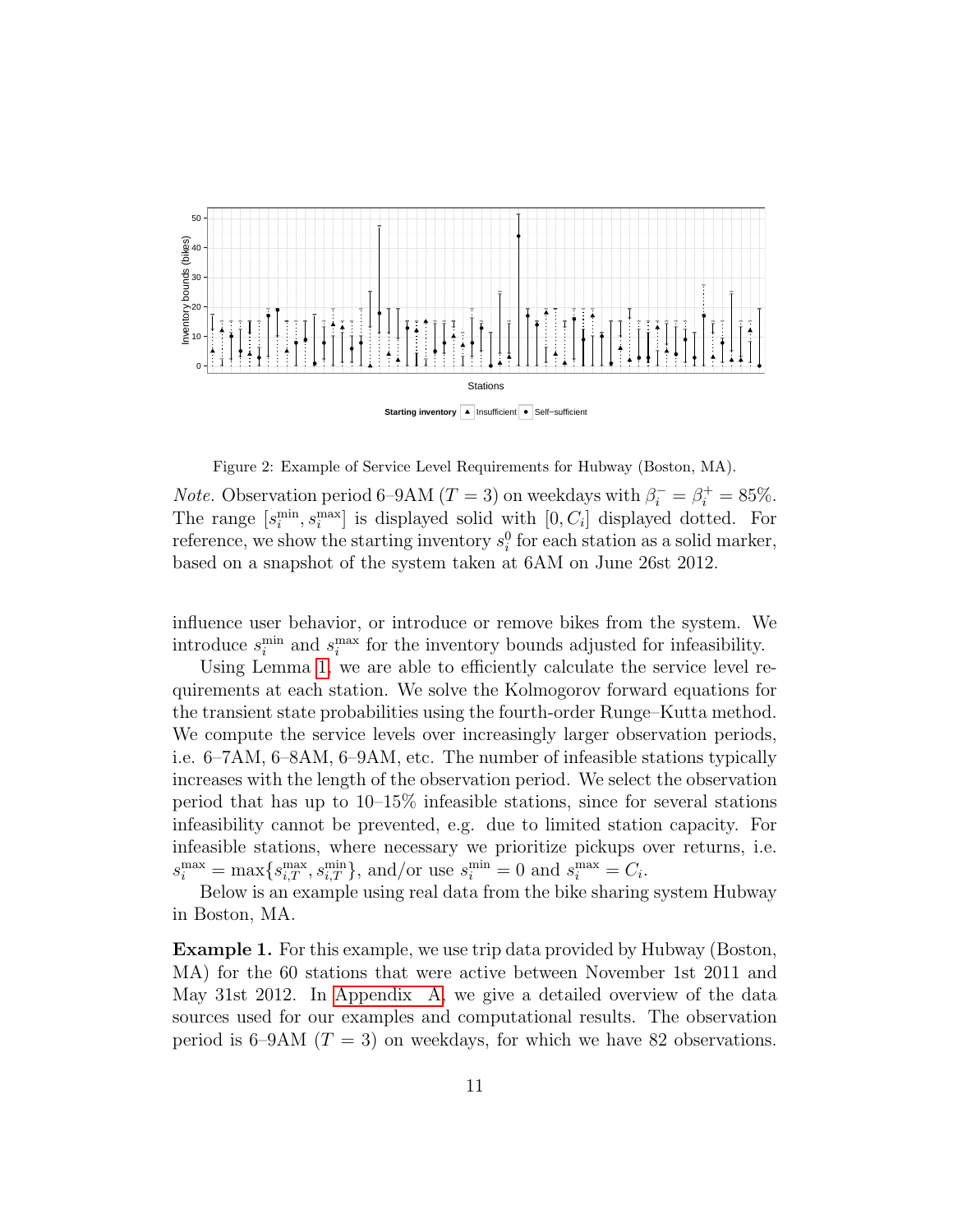Figure 2: Example of Service Level Requirements for Hubway (Boston, MA).

*Note.* Observation period 6–9AM ($T = 3$) on weekdays with $\beta_i^- = \beta_i^+ = 85\%$. The range $[s_i^{\min}, s_i^{\max}]$ is displayed solid with $[0, C_i]$ displayed dotted. For reference, we show the starting inventory $s_i^0$ for each station as a solid marker, based on a snapshot of the system taken at 6AM on June 26st 2012.

influence user behavior, or introduce or remove bikes from the system. We introduce $s_i^{\min}$ and $s_i^{\max}$ for the inventory bounds adjusted for infeasibility.

Using Lemma 1, we are able to efficiently calculate the service level requirements at each station. We solve the Kolmogorov forward equations for the transient state probabilities using the fourth-order Runge–Kutta method. We compute the service levels over increasingly larger observation periods, i.e. 6–7AM, 6–8AM, 6–9AM, etc. The number of infeasible stations typically increases with the length of the observation period. We select the observation period that has up to 10–15% infeasible stations, since for several stations infeasibility cannot be prevented, e.g. due to limited station capacity. For infeasible stations, where necessary we prioritize pickups over returns, i.e. $s_i^{\max} = \max\{s_{i,T}^{\max}, s_{i,T}^{\min}\}$, and/or use $s_i^{\min} = 0$ and $s_i^{\max} = C_i$.

Below is an example using real data from the bike sharing system Hubway in Boston, MA.

**Example 1.** For this example, we use trip data provided by Hubway (Boston, MA) for the 60 stations that were active between November 1st 2011 and May 31st 2012. In Appendix A, we give a detailed overview of the data sources used for our examples and computational results. The observation period is 6–9AM ($T = 3$) on weekdays, for which we have 82 observations.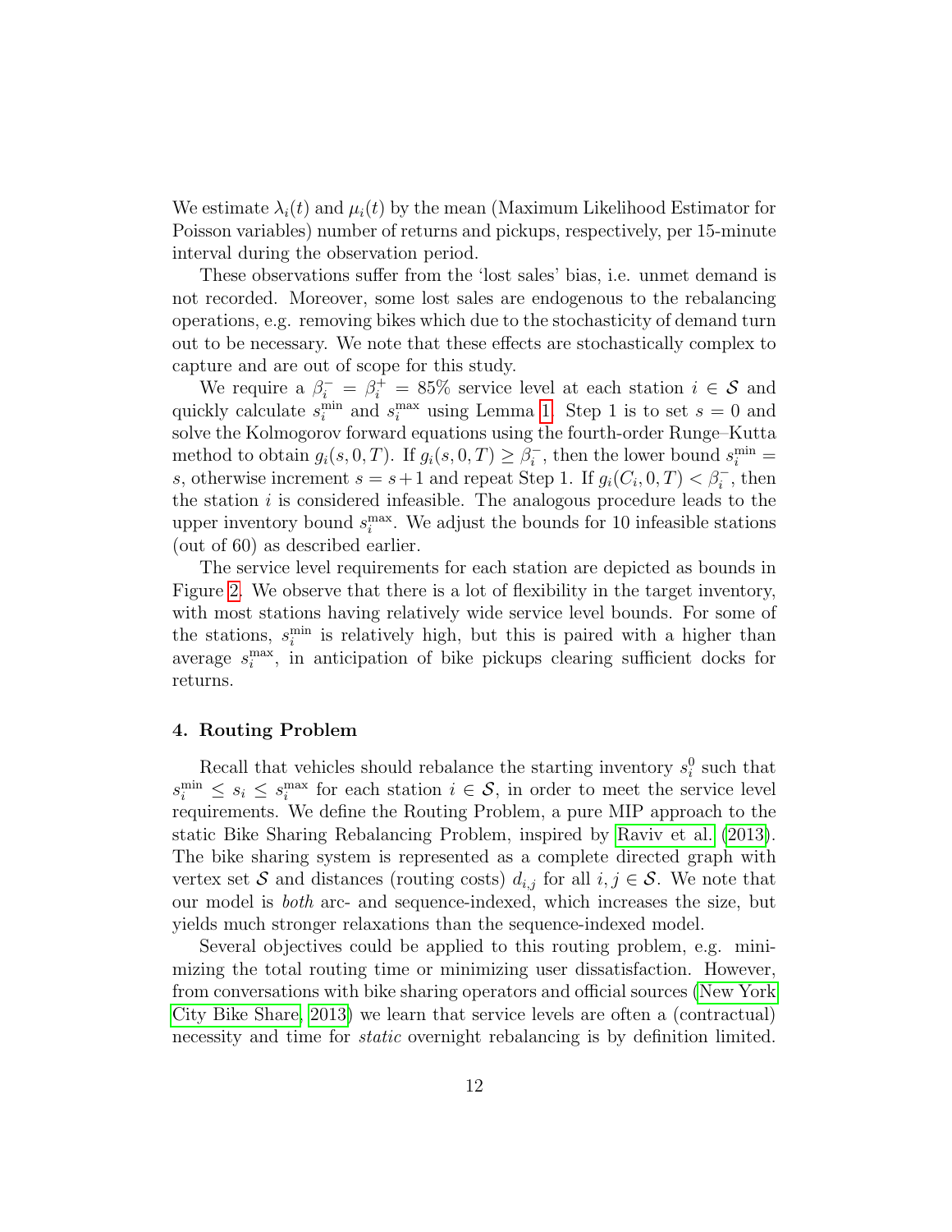We estimate $\lambda_i(t)$ and $\mu_i(t)$ by the mean (Maximum Likelihood Estimator for Poisson variables) number of returns and pickups, respectively, per 15-minute interval during the observation period.

These observations suffer from the 'lost sales' bias, i.e. unmet demand is not recorded. Moreover, some lost sales are endogenous to the rebalancing operations, e.g. removing bikes which due to the stochasticity of demand turn out to be necessary. We note that these effects are stochastically complex to capture and are out of scope for this study.

We require a $\beta_i^- = \beta_i^+ = 85\%$ service level at each station $i \in \mathcal{S}$ and quickly calculate $s_i^{\min}$ and $s_i^{\max}$ using Lemma 1. Step 1 is to set $s = 0$ and solve the Kolmogorov forward equations using the fourth-order Runge–Kutta method to obtain $g_i(s, 0, T)$. If $g_i(s, 0, T) \geq \beta_i^-$, then the lower bound $s_i^{\min} = s$, otherwise increment $s = s+1$ and repeat Step 1. If $g_i(C_i, 0, T) < \beta_i^-$, then the station $i$ is considered infeasible. The analogous procedure leads to the upper inventory bound $s_i^{\max}$. We adjust the bounds for 10 infeasible stations (out of 60) as described earlier.

The service level requirements for each station are depicted as bounds in Figure 2. We observe that there is a lot of flexibility in the target inventory, with most stations having relatively wide service level bounds. For some of the stations, $s_i^{\min}$ is relatively high, but this is paired with a higher than average $s_i^{\max}$, in anticipation of bike pickups clearing sufficient docks for returns.

## 4. Routing Problem

Recall that vehicles should rebalance the starting inventory $s_i^0$ such that $s_i^{\min} \leq s_i \leq s_i^{\max}$ for each station $i \in \mathcal{S}$, in order to meet the service level requirements. We define the Routing Problem, a pure MIP approach to the static Bike Sharing Rebalancing Problem, inspired by Raviv et al. (2013). The bike sharing system is represented as a complete directed graph with vertex set $\mathcal{S}$ and distances (routing costs) $d_{i,j}$ for all $i, j \in \mathcal{S}$. We note that our model is *both* arc- and sequence-indexed, which increases the size, but yields much stronger relaxations than the sequence-indexed model.

Several objectives could be applied to this routing problem, e.g. minimizing the total routing time or minimizing user dissatisfaction. However, from conversations with bike sharing operators and official sources (New York City Bike Share, 2013) we learn that service levels are often a (contractual) necessity and time for *static* overnight rebalancing is by definition limited.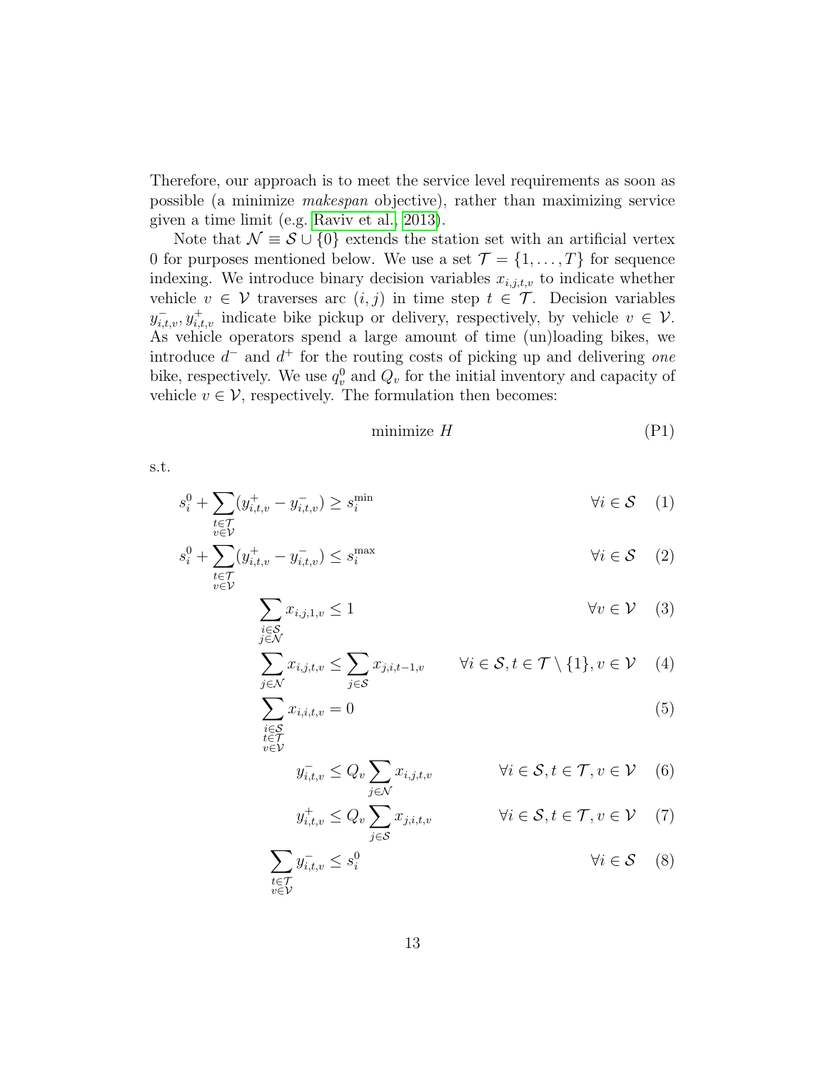Therefore, our approach is to meet the service level requirements as soon as possible (a minimize *makespan* objective), rather than maximizing service given a time limit (e.g. Raviv et al., 2013).

Note that $\mathcal{N} \equiv \mathcal{S} \cup \{0\}$ extends the station set with an artificial vertex 0 for purposes mentioned below. We use a set $\mathcal{T} = \{1, \ldots, T\}$ for sequence indexing. We introduce binary decision variables $x_{i,j,t,v}$ to indicate whether vehicle $v \in \mathcal{V}$ traverses arc $(i, j)$ in time step $t \in \mathcal{T}$. Decision variables $y^-_{i,t,v}, y^+_{i,t,v}$ indicate bike pickup or delivery, respectively, by vehicle $v \in \mathcal{V}$. As vehicle operators spend a large amount of time (un)loading bikes, we introduce $d^-$ and $d^+$ for the routing costs of picking up and delivering *one* bike, respectively. We use $q^0_v$ and $Q_v$ for the initial inventory and capacity of vehicle $v \in \mathcal{V}$, respectively. The formulation then becomes:

$$\text{minimize } H \tag{P1}$$

s.t.

$$s^0_i + \sum_{\substack{t \in \mathcal{T} \\ v \in \mathcal{V}}} (y^+_{i,t,v} - y^-_{i,t,v}) \geq s^{\min}_i \qquad \forall i \in \mathcal{S} \quad (1)$$

$$s^0_i + \sum_{\substack{t \in \mathcal{T} \\ v \in \mathcal{V}}} (y^+_{i,t,v} - y^-_{i,t,v}) \leq s^{\max}_i \qquad \forall i \in \mathcal{S} \quad (2)$$

$$\sum_{\substack{i \in \mathcal{S} \\ j \in \mathcal{N}}} x_{i,j,1,v} \leq 1 \qquad \forall v \in \mathcal{V} \quad (3)$$

$$\sum_{j \in \mathcal{N}} x_{i,j,t,v} \leq \sum_{j \in \mathcal{S}} x_{j,i,t-1,v} \qquad \forall i \in \mathcal{S}, t \in \mathcal{T} \setminus \{1\}, v \in \mathcal{V} \quad (4)$$

$$\sum_{\substack{i \in \mathcal{S} \\ t \in \mathcal{T} \\ v \in \mathcal{V}}} x_{i,i,t,v} = 0 \quad (5)$$

$$y^-_{i,t,v} \leq Q_v \sum_{j \in \mathcal{N}} x_{i,j,t,v} \qquad \forall i \in \mathcal{S}, t \in \mathcal{T}, v \in \mathcal{V} \quad (6)$$

$$y^+_{i,t,v} \leq Q_v \sum_{j \in \mathcal{S}} x_{j,i,t,v} \qquad \forall i \in \mathcal{S}, t \in \mathcal{T}, v \in \mathcal{V} \quad (7)$$

$$\sum_{\substack{t \in \mathcal{T} \\ v \in \mathcal{V}}} y^-_{i,t,v} \leq s^0_i \qquad \forall i \in \mathcal{S} \quad (8)$$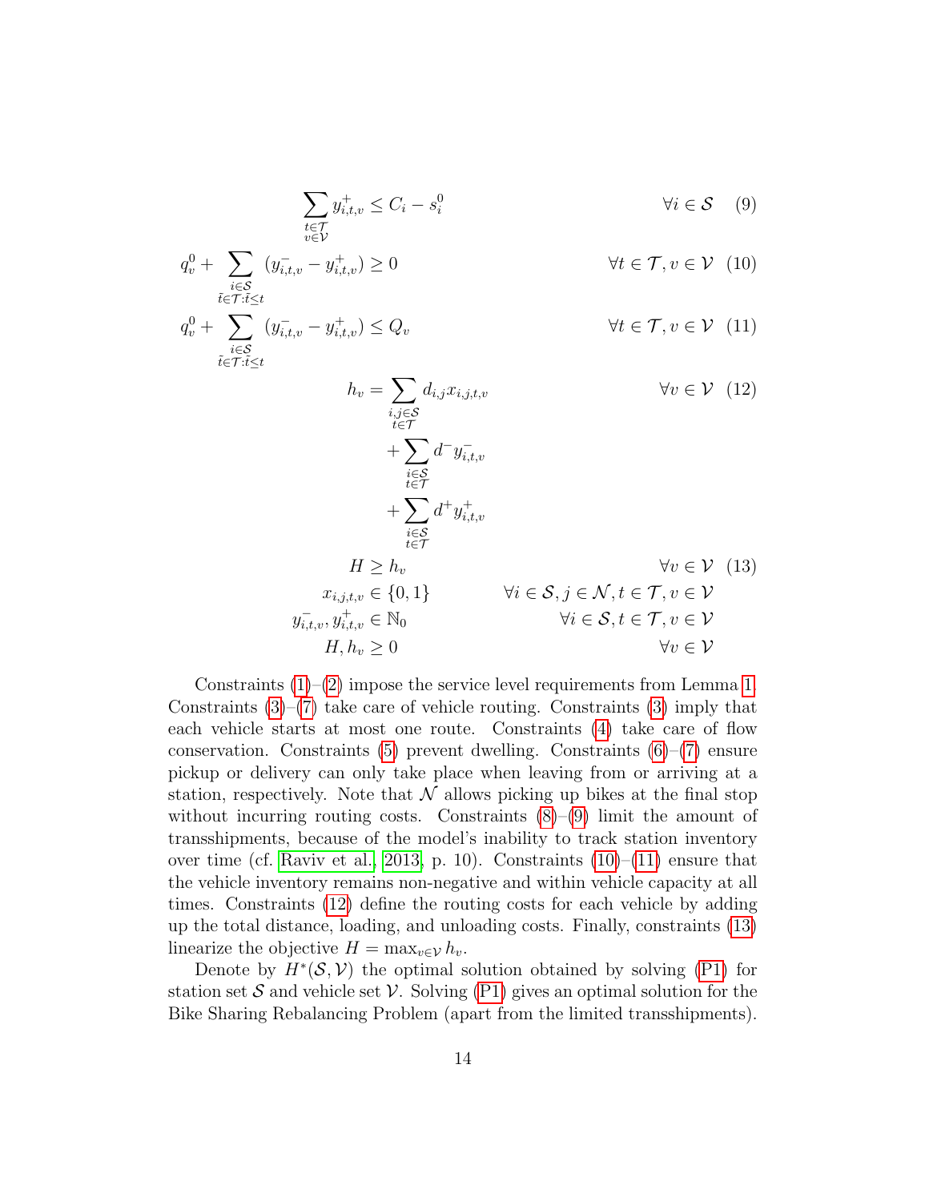$$\sum_{\substack{t \in \mathcal{T} \\ v \in \mathcal{V}}} y^{+}_{i,t,v} \leq C_i - s^0_i \qquad \forall i \in \mathcal{S} \quad (9)$$

$$q^0_v + \sum_{\substack{i \in \mathcal{S} \\ \tilde{t} \in \mathcal{T}: \tilde{t} \leq t}} (y^{-}_{i,\tilde{t},v} - y^{+}_{i,\tilde{t},v}) \geq 0 \qquad \forall t \in \mathcal{T}, v \in \mathcal{V} \quad (10)$$

$$q^0_v + \sum_{\substack{i \in \mathcal{S} \\ \tilde{t} \in \mathcal{T}: \tilde{t} \leq t}} (y^{-}_{i,\tilde{t},v} - y^{+}_{i,\tilde{t},v}) \leq Q_v \qquad \forall t \in \mathcal{T}, v \in \mathcal{V} \quad (11)$$

$$h_v = \sum_{\substack{i,j \in \mathcal{S} \\ t \in \mathcal{T}}} d_{i,j} x_{i,j,t,v} + \sum_{\substack{i \in \mathcal{S} \\ t \in \mathcal{T}}} d^{-} y^{-}_{i,t,v} + \sum_{\substack{i \in \mathcal{S} \\ t \in \mathcal{T}}} d^{+} y^{+}_{i,t,v} \qquad \forall v \in \mathcal{V} \quad (12)$$

$$H \geq h_v \qquad \forall v \in \mathcal{V} \quad (13)$$

$$x_{i,j,t,v} \in \{0,1\} \qquad \forall i \in \mathcal{S}, j \in \mathcal{N}, t \in \mathcal{T}, v \in \mathcal{V}$$

$$y^{-}_{i,t,v}, y^{+}_{i,t,v} \in \mathbb{N}_0 \qquad \forall i \in \mathcal{S}, t \in \mathcal{T}, v \in \mathcal{V}$$

$$H, h_v \geq 0 \qquad \forall v \in \mathcal{V}$$

Constraints (1)–(2) impose the service level requirements from Lemma 1. Constraints (3)–(7) take care of vehicle routing. Constraints (3) imply that each vehicle starts at most one route. Constraints (4) take care of flow conservation. Constraints (5) prevent dwelling. Constraints (6)–(7) ensure pickup or delivery can only take place when leaving from or arriving at a station, respectively. Note that $\mathcal{N}$ allows picking up bikes at the final stop without incurring routing costs. Constraints (8)–(9) limit the amount of transshipments, because of the model's inability to track station inventory over time (cf. Raviv et al., 2013, p. 10). Constraints (10)–(11) ensure that the vehicle inventory remains non-negative and within vehicle capacity at all times. Constraints (12) define the routing costs for each vehicle by adding up the total distance, loading, and unloading costs. Finally, constraints (13) linearize the objective $H = \max_{v \in \mathcal{V}} h_v$.

Denote by $H^*(\mathcal{S}, \mathcal{V})$ the optimal solution obtained by solving (P1) for station set $\mathcal{S}$ and vehicle set $\mathcal{V}$. Solving (P1) gives an optimal solution for the Bike Sharing Rebalancing Problem (apart from the limited transshipments).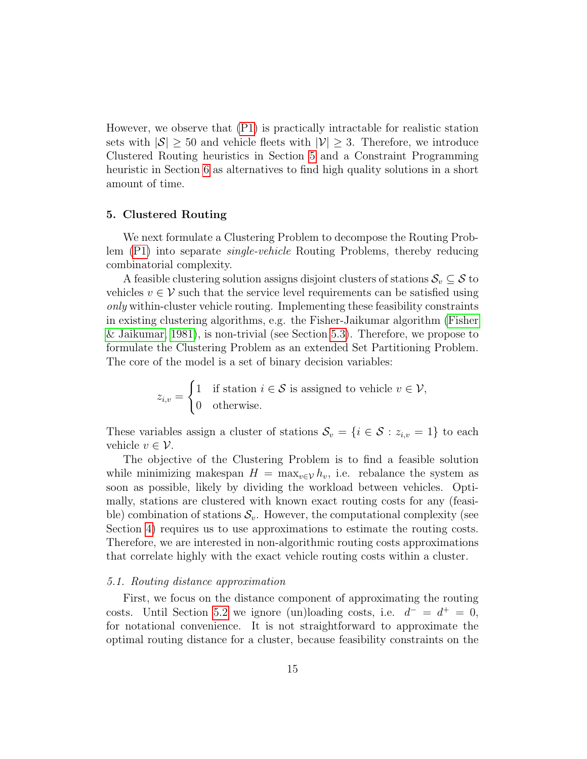However, we observe that (P1) is practically intractable for realistic station sets with $|\mathcal{S}| \geq 50$ and vehicle fleets with $|\mathcal{V}| \geq 3$. Therefore, we introduce Clustered Routing heuristics in Section 5 and a Constraint Programming heuristic in Section 6 as alternatives to find high quality solutions in a short amount of time.

## 5. Clustered Routing

We next formulate a Clustering Problem to decompose the Routing Problem (P1) into separate *single-vehicle* Routing Problems, thereby reducing combinatorial complexity.

A feasible clustering solution assigns disjoint clusters of stations $\mathcal{S}_v \subseteq \mathcal{S}$ to vehicles $v \in \mathcal{V}$ such that the service level requirements can be satisfied using *only* within-cluster vehicle routing. Implementing these feasibility constraints in existing clustering algorithms, e.g. the Fisher-Jaikumar algorithm (Fisher & Jaikumar, 1981), is non-trivial (see Section 5.3). Therefore, we propose to formulate the Clustering Problem as an extended Set Partitioning Problem. The core of the model is a set of binary decision variables:

$$
z_{i,v} = \begin{cases} 1 & \text{if station } i \in \mathcal{S} \text{ is assigned to vehicle } v \in \mathcal{V}, \\ 0 & \text{otherwise.} \end{cases}
$$

These variables assign a cluster of stations $\mathcal{S}_v = \{i \in \mathcal{S} : z_{i,v} = 1\}$ to each vehicle $v \in \mathcal{V}$.

The objective of the Clustering Problem is to find a feasible solution while minimizing makespan $H = \max_{v \in \mathcal{V}} h_v$, i.e. rebalance the system as soon as possible, likely by dividing the workload between vehicles. Optimally, stations are clustered with known exact routing costs for any (feasible) combination of stations $\mathcal{S}_v$. However, the computational complexity (see Section 4) requires us to use approximations to estimate the routing costs. Therefore, we are interested in non-algorithmic routing costs approximations that correlate highly with the exact vehicle routing costs within a cluster.

### *5.1. Routing distance approximation*

First, we focus on the distance component of approximating the routing costs. Until Section 5.2 we ignore (un)loading costs, i.e. $d^- = d^+ = 0$, for notational convenience. It is not straightforward to approximate the optimal routing distance for a cluster, because feasibility constraints on the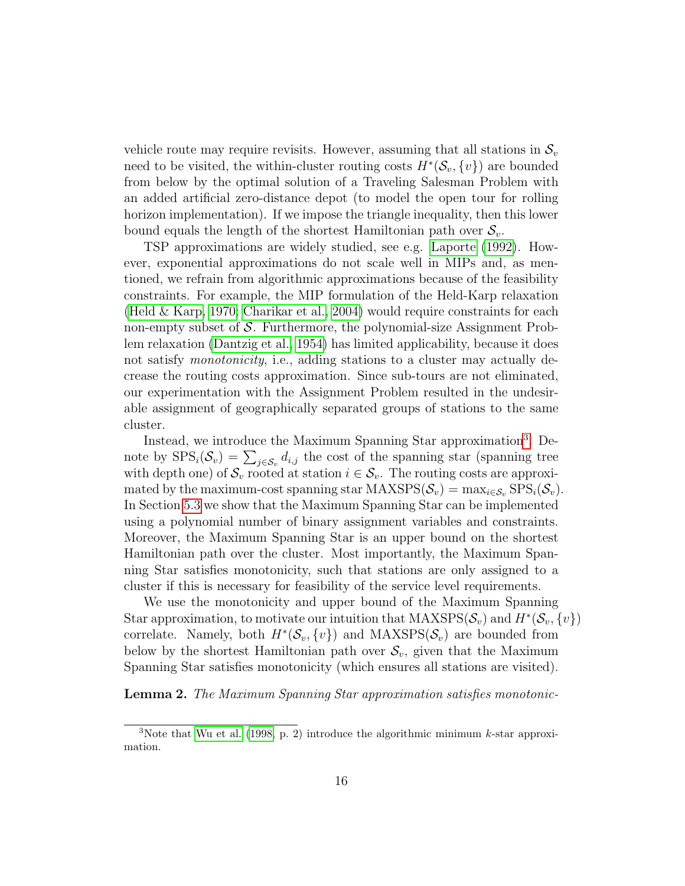vehicle route may require revisits. However, assuming that all stations in $\mathcal{S}_v$ need to be visited, the within-cluster routing costs $H^*(\mathcal{S}_v, \{v\})$ are bounded from below by the optimal solution of a Traveling Salesman Problem with an added artificial zero-distance depot (to model the open tour for rolling horizon implementation). If we impose the triangle inequality, then this lower bound equals the length of the shortest Hamiltonian path over $\mathcal{S}_v$.

TSP approximations are widely studied, see e.g. Laporte (1992). However, exponential approximations do not scale well in MIPs and, as mentioned, we refrain from algorithmic approximations because of the feasibility constraints. For example, the MIP formulation of the Held-Karp relaxation (Held & Karp, 1970; Charikar et al., 2004) would require constraints for each non-empty subset of $\mathcal{S}$. Furthermore, the polynomial-size Assignment Problem relaxation (Dantzig et al., 1954) has limited applicability, because it does not satisfy *monotonicity*, i.e., adding stations to a cluster may actually decrease the routing costs approximation. Since sub-tours are not eliminated, our experimentation with the Assignment Problem resulted in the undesirable assignment of geographically separated groups of stations to the same cluster.

Instead, we introduce the Maximum Spanning Star approximation[3]. Denote by $\text{SPS}_i(\mathcal{S}_v) = \sum_{j \in \mathcal{S}_v} d_{i,j}$ the cost of the spanning star (spanning tree with depth one) of $\mathcal{S}_v$ rooted at station $i \in \mathcal{S}_v$. The routing costs are approximated by the maximum-cost spanning star $\text{MAXSPS}(\mathcal{S}_v) = \max_{i \in \mathcal{S}_v} \text{SPS}_i(\mathcal{S}_v)$. In Section 5.3 we show that the Maximum Spanning Star can be implemented using a polynomial number of binary assignment variables and constraints. Moreover, the Maximum Spanning Star is an upper bound on the shortest Hamiltonian path over the cluster. Most importantly, the Maximum Spanning Star satisfies monotonicity, such that stations are only assigned to a cluster if this is necessary for feasibility of the service level requirements.

We use the monotonicity and upper bound of the Maximum Spanning Star approximation, to motivate our intuition that $\text{MAXSPS}(\mathcal{S}_v)$ and $H^*(\mathcal{S}_v, \{v\})$ correlate. Namely, both $H^*(\mathcal{S}_v, \{v\})$ and $\text{MAXSPS}(\mathcal{S}_v)$ are bounded from below by the shortest Hamiltonian path over $\mathcal{S}_v$, given that the Maximum Spanning Star satisfies monotonicity (which ensures all stations are visited).

**Lemma 2.** *The Maximum Spanning Star approximation satisfies monotonic-*

---

[3] Note that Wu et al. (1998, p. 2) introduce the algorithmic minimum $k$-star approximation.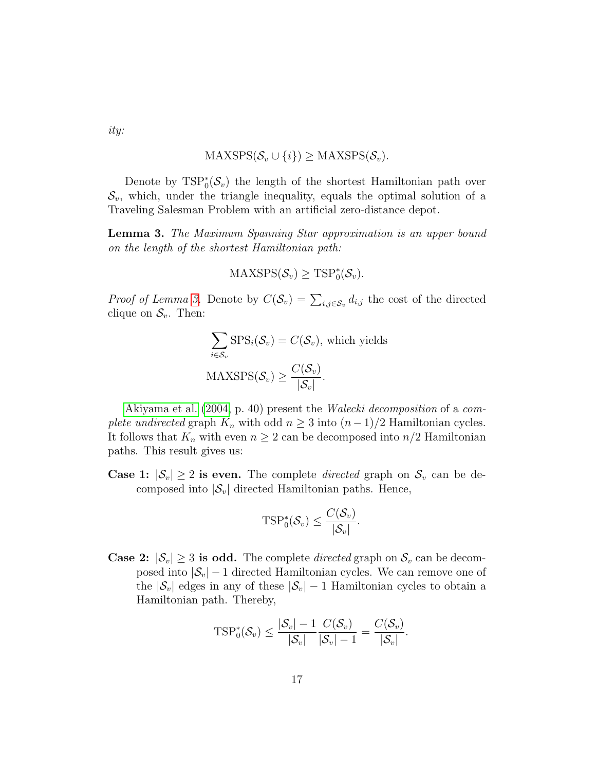*ity:*

$$\text{MAXSPS}(\mathcal{S}_v \cup \{i\}) \geq \text{MAXSPS}(\mathcal{S}_v).$$

Denote by $\text{TSP}_0^*(\mathcal{S}_v)$ the length of the shortest Hamiltonian path over $\mathcal{S}_v$, which, under the triangle inequality, equals the optimal solution of a Traveling Salesman Problem with an artificial zero-distance depot.

**Lemma 3.** *The Maximum Spanning Star approximation is an upper bound on the length of the shortest Hamiltonian path:*

$$\text{MAXSPS}(\mathcal{S}_v) \geq \text{TSP}_0^*(\mathcal{S}_v).$$

*Proof of Lemma 3.* Denote by $C(\mathcal{S}_v) = \sum_{i,j \in \mathcal{S}_v} d_{i,j}$ the cost of the directed clique on $\mathcal{S}_v$. Then:

$$\sum_{i \in \mathcal{S}_v} \text{SPS}_i(\mathcal{S}_v) = C(\mathcal{S}_v), \text{ which yields}$$

$$\text{MAXSPS}(\mathcal{S}_v) \geq \frac{C(\mathcal{S}_v)}{|\mathcal{S}_v|}.$$

Akiyama et al. (2004, p. 40) present the *Walecki decomposition* of a *complete undirected* graph $K_n$ with odd $n \geq 3$ into $(n-1)/2$ Hamiltonian cycles. It follows that $K_n$ with even $n \geq 2$ can be decomposed into $n/2$ Hamiltonian paths. This result gives us:

**Case 1: $|\mathcal{S}_v| \geq 2$ is even.** The complete *directed* graph on $\mathcal{S}_v$ can be decomposed into $|\mathcal{S}_v|$ directed Hamiltonian paths. Hence,

$$\text{TSP}_0^*(\mathcal{S}_v) \leq \frac{C(\mathcal{S}_v)}{|\mathcal{S}_v|}.$$

**Case 2: $|\mathcal{S}_v| \geq 3$ is odd.** The complete *directed* graph on $\mathcal{S}_v$ can be decomposed into $|\mathcal{S}_v| - 1$ directed Hamiltonian cycles. We can remove one of the $|\mathcal{S}_v|$ edges in any of these $|\mathcal{S}_v| - 1$ Hamiltonian cycles to obtain a Hamiltonian path. Thereby,

$$\text{TSP}_0^*(\mathcal{S}_v) \leq \frac{|\mathcal{S}_v| - 1}{|\mathcal{S}_v|} \frac{C(\mathcal{S}_v)}{|\mathcal{S}_v| - 1} = \frac{C(\mathcal{S}_v)}{|\mathcal{S}_v|}.$$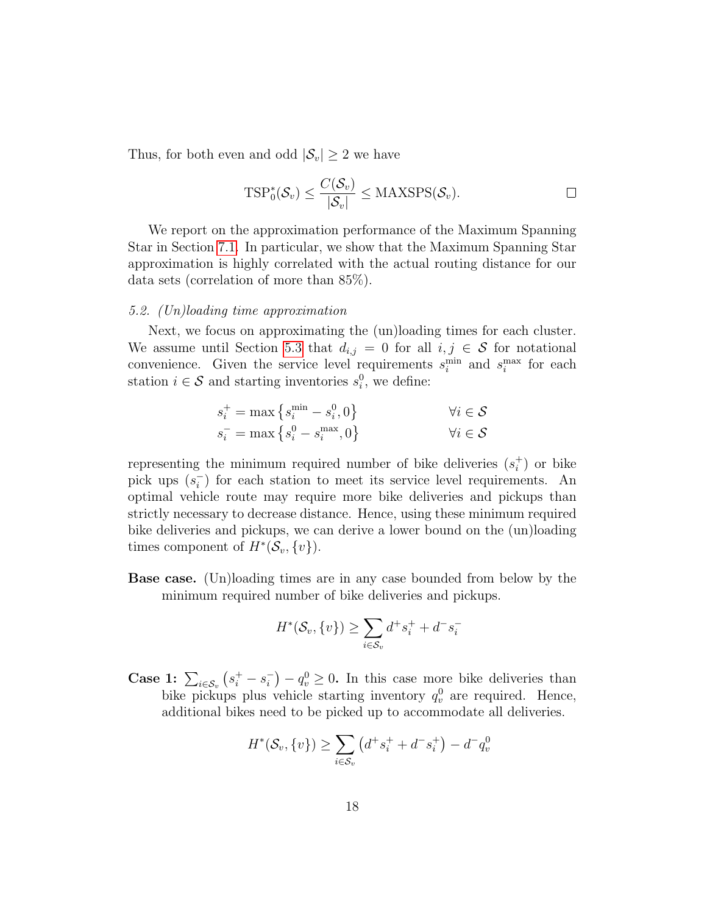Thus, for both even and odd $|\mathcal{S}_v| \geq 2$ we have

$$\text{TSP}_0^*(\mathcal{S}_v) \leq \frac{C(\mathcal{S}_v)}{|\mathcal{S}_v|} \leq \text{MAXSPS}(\mathcal{S}_v). \qquad \square$$

We report on the approximation performance of the Maximum Spanning Star in Section 7.1. In particular, we show that the Maximum Spanning Star approximation is highly correlated with the actual routing distance for our data sets (correlation of more than 85%).

### *5.2. (Un)loading time approximation*

Next, we focus on approximating the (un)loading times for each cluster. We assume until Section 5.3 that $d_{i,j} = 0$ for all $i, j \in \mathcal{S}$ for notational convenience. Given the service level requirements $s_i^{\min}$ and $s_i^{\max}$ for each station $i \in \mathcal{S}$ and starting inventories $s_i^0$, we define:

$$s_i^+ = \max\left\{s_i^{\min} - s_i^0, 0\right\} \qquad \forall i \in \mathcal{S}$$
$$s_i^- = \max\left\{s_i^0 - s_i^{\max}, 0\right\} \qquad \forall i \in \mathcal{S}$$

representing the minimum required number of bike deliveries ($s_i^+$) or bike pick ups ($s_i^-$) for each station to meet its service level requirements. An optimal vehicle route may require more bike deliveries and pickups than strictly necessary to decrease distance. Hence, using these minimum required bike deliveries and pickups, we can derive a lower bound on the (un)loading times component of $H^*(\mathcal{S}_v, \{v\})$.

**Base case.** (Un)loading times are in any case bounded from below by the minimum required number of bike deliveries and pickups.

$$H^*(\mathcal{S}_v, \{v\}) \geq \sum_{i \in \mathcal{S}_v} d^+ s_i^+ + d^- s_i^-$$

**Case 1: $\sum_{i \in \mathcal{S}_v} \left(s_i^+ - s_i^-\right) - q_v^0 \geq 0$.** In this case more bike deliveries than bike pickups plus vehicle starting inventory $q_v^0$ are required. Hence, additional bikes need to be picked up to accommodate all deliveries.

$$H^*(\mathcal{S}_v, \{v\}) \geq \sum_{i \in \mathcal{S}_v} \left(d^+ s_i^+ + d^- s_i^+\right) - d^- q_v^0$$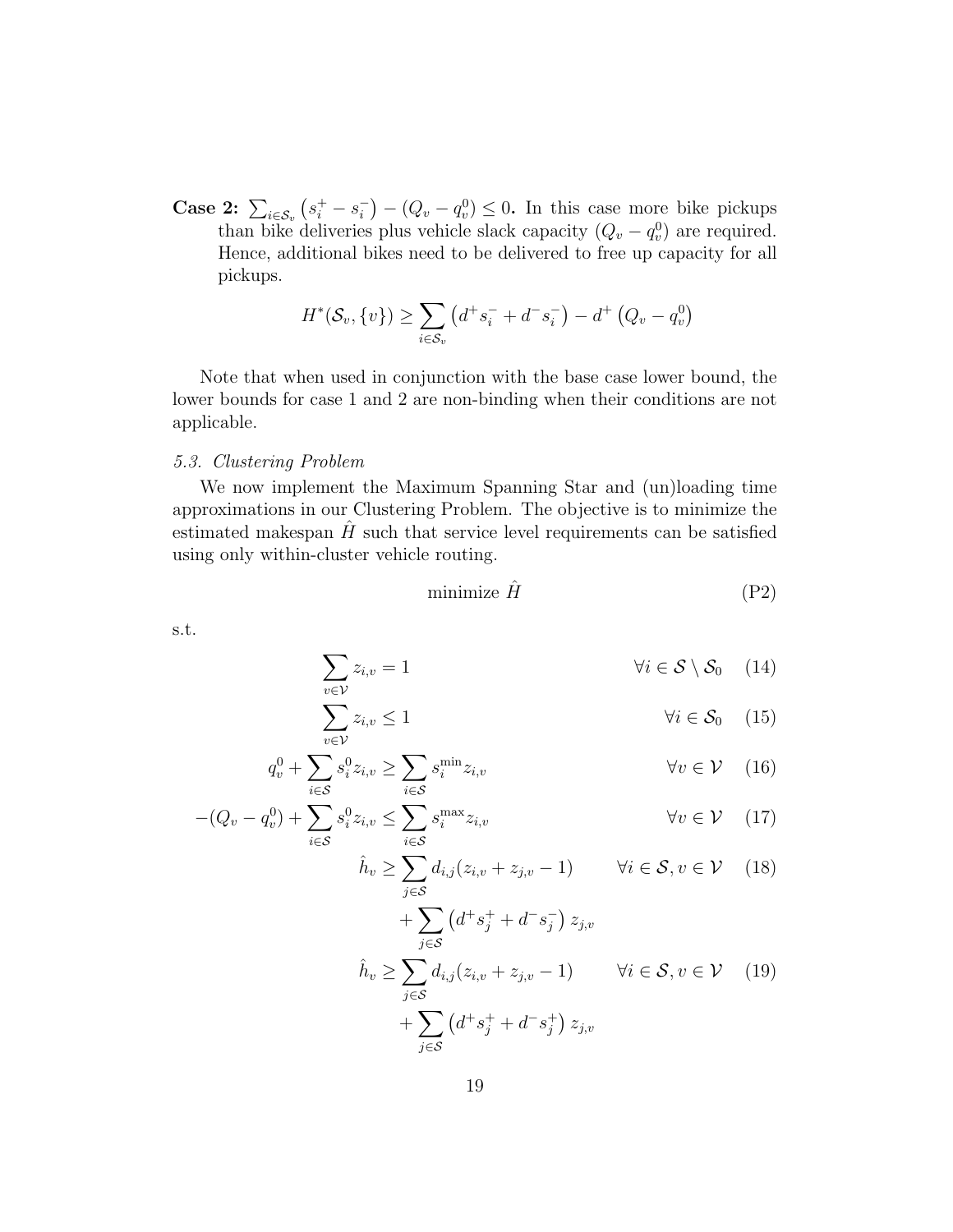**Case 2:** $\sum_{i \in \mathcal{S}_v} \left(s_i^+ - s_i^-\right) - (Q_v - q_v^0) \leq 0$**.** In this case more bike pickups than bike deliveries plus vehicle slack capacity $(Q_v - q_v^0)$ are required. Hence, additional bikes need to be delivered to free up capacity for all pickups.

$$H^*(\mathcal{S}_v, \{v\}) \geq \sum_{i \in \mathcal{S}_v} \left(d^+ s_i^- + d^- s_i^-\right) - d^+ \left(Q_v - q_v^0\right)$$

Note that when used in conjunction with the base case lower bound, the lower bounds for case 1 and 2 are non-binding when their conditions are not applicable.

### 5.3. Clustering Problem

We now implement the Maximum Spanning Star and (un)loading time approximations in our Clustering Problem. The objective is to minimize the estimated makespan $\hat{H}$ such that service level requirements can be satisfied using only within-cluster vehicle routing.

$$\text{minimize } \hat{H} \tag{P2}$$

s.t.

$$\sum_{v \in \mathcal{V}} z_{i,v} = 1 \qquad \forall i \in \mathcal{S} \setminus \mathcal{S}_0 \tag{14}$$

$$\sum_{v \in \mathcal{V}} z_{i,v} \leq 1 \qquad \forall i \in \mathcal{S}_0 \tag{15}$$

$$q_v^0 + \sum_{i \in \mathcal{S}} s_i^0 z_{i,v} \geq \sum_{i \in \mathcal{S}} s_i^{\min} z_{i,v} \qquad \forall v \in \mathcal{V} \tag{16}$$

$$-(Q_v - q_v^0) + \sum_{i \in \mathcal{S}} s_i^0 z_{i,v} \leq \sum_{i \in \mathcal{S}} s_i^{\max} z_{i,v} \qquad \forall v \in \mathcal{V} \tag{17}$$

$$\hat{h}_v \geq \sum_{j \in \mathcal{S}} d_{i,j}(z_{i,v} + z_{j,v} - 1) + \sum_{j \in \mathcal{S}} \left(d^+ s_j^+ + d^- s_j^-\right) z_{j,v} \qquad \forall i \in \mathcal{S}, v \in \mathcal{V} \tag{18}$$

$$\hat{h}_v \geq \sum_{j \in \mathcal{S}} d_{i,j}(z_{i,v} + z_{j,v} - 1) + \sum_{j \in \mathcal{S}} \left(d^+ s_j^+ + d^- s_j^+\right) z_{j,v} \qquad \forall i \in \mathcal{S}, v \in \mathcal{V} \tag{19}$$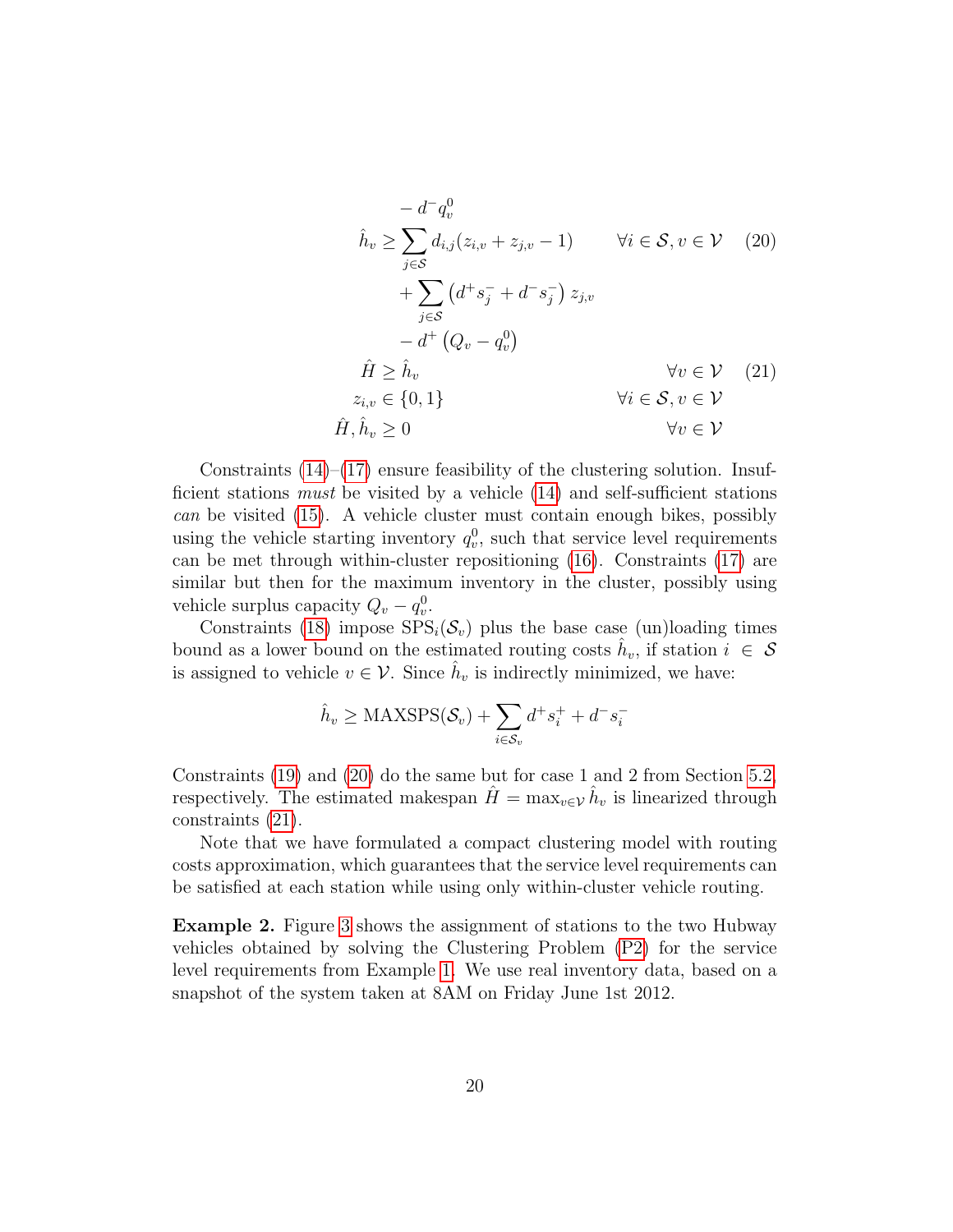$$
\begin{aligned}
&- d^- q_v^0 \\
\hat{h}_v \geq &\sum_{j \in \mathcal{S}} d_{i,j}(z_{i,v} + z_{j,v} - 1) && \forall i \in \mathcal{S}, v \in \mathcal{V} \quad (20) \\
&+ \sum_{j \in \mathcal{S}} \left( d^+ s_j^- + d^- s_j^- \right) z_{j,v} \\
&- d^+ \left( Q_v - q_v^0 \right) \\
\hat{H} \geq &\ \hat{h}_v && \forall v \in \mathcal{V} \quad (21) \\
z_{i,v} \in &\ \{0, 1\} && \forall i \in \mathcal{S}, v \in \mathcal{V} \\
\hat{H}, \hat{h}_v \geq &\ 0 && \forall v \in \mathcal{V}
\end{aligned}
$$

Constraints (14)–(17) ensure feasibility of the clustering solution. Insufficient stations *must* be visited by a vehicle (14) and self-sufficient stations *can* be visited (15). A vehicle cluster must contain enough bikes, possibly using the vehicle starting inventory $q_v^0$, such that service level requirements can be met through within-cluster repositioning (16). Constraints (17) are similar but then for the maximum inventory in the cluster, possibly using vehicle surplus capacity $Q_v - q_v^0$.

Constraints (18) impose $\text{SPS}_i(\mathcal{S}_v)$ plus the base case (un)loading times bound as a lower bound on the estimated routing costs $\hat{h}_v$, if station $i \in \mathcal{S}$ is assigned to vehicle $v \in \mathcal{V}$. Since $\hat{h}_v$ is indirectly minimized, we have:

$$
\hat{h}_v \geq \text{MAXSPS}(\mathcal{S}_v) + \sum_{i \in \mathcal{S}_v} d^+ s_i^+ + d^- s_i^-
$$

Constraints (19) and (20) do the same but for case 1 and 2 from Section 5.2, respectively. The estimated makespan $\hat{H} = \max_{v \in \mathcal{V}} \hat{h}_v$ is linearized through constraints (21).

Note that we have formulated a compact clustering model with routing costs approximation, which guarantees that the service level requirements can be satisfied at each station while using only within-cluster vehicle routing.

**Example 2.** Figure 3 shows the assignment of stations to the two Hubway vehicles obtained by solving the Clustering Problem (P2) for the service level requirements from Example 1. We use real inventory data, based on a snapshot of the system taken at 8AM on Friday June 1st 2012.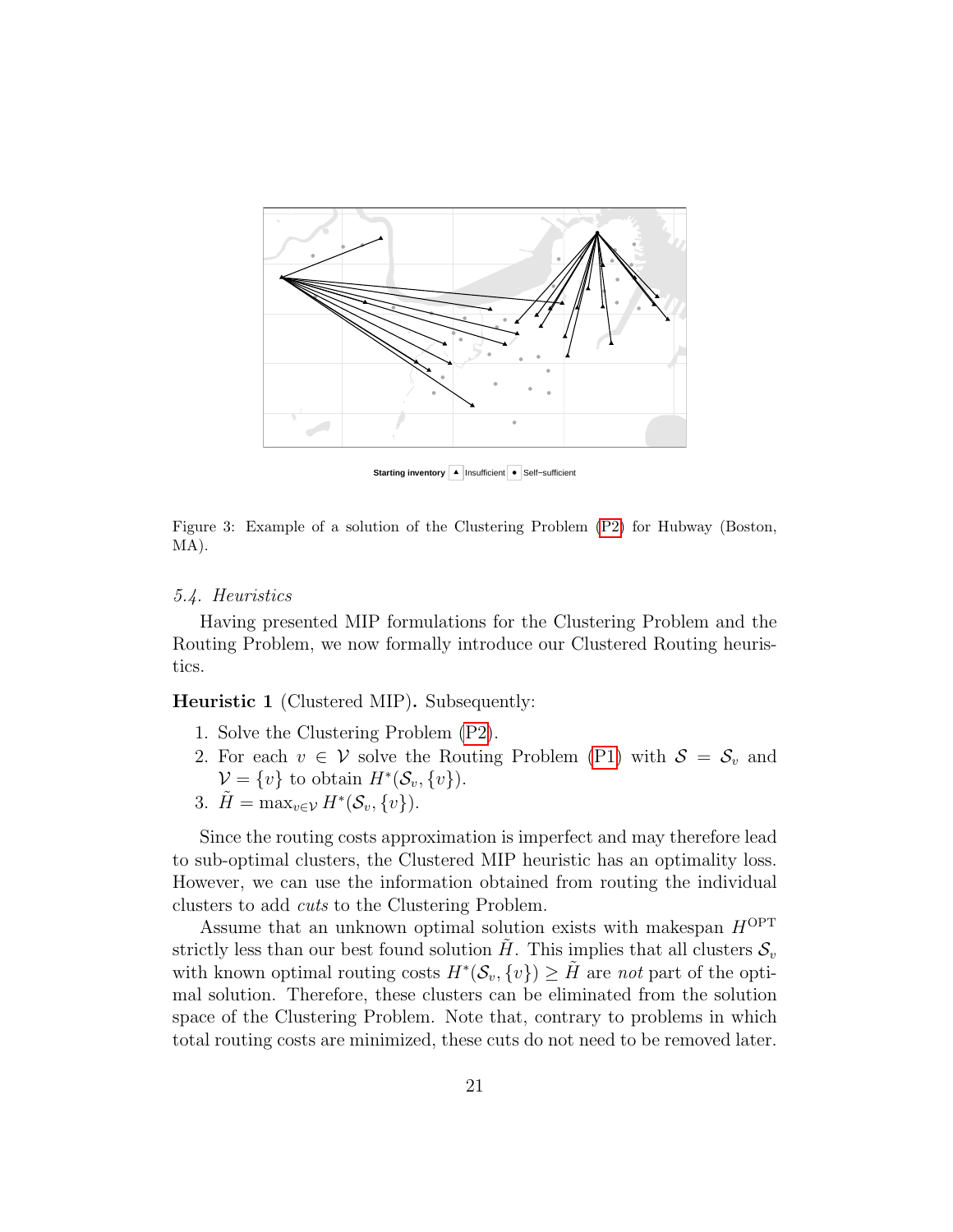Starting inventory ▲ Insufficient ● Self−sufficient

Figure 3: Example of a solution of the Clustering Problem (P2) for Hubway (Boston, MA).

### *5.4. Heuristics*

Having presented MIP formulations for the Clustering Problem and the Routing Problem, we now formally introduce our Clustered Routing heuristics.

**Heuristic 1** (Clustered MIP)**.** Subsequently:

1. Solve the Clustering Problem (P2).
2. For each $v \in \mathcal{V}$ solve the Routing Problem (P1) with $\mathcal{S} = \mathcal{S}_v$ and $\mathcal{V} = \{v\}$ to obtain $H^*(\mathcal{S}_v, \{v\})$.
3. $\tilde{H} = \max_{v \in \mathcal{V}} H^*(\mathcal{S}_v, \{v\})$.

Since the routing costs approximation is imperfect and may therefore lead to sub-optimal clusters, the Clustered MIP heuristic has an optimality loss. However, we can use the information obtained from routing the individual clusters to add *cuts* to the Clustering Problem.

Assume that an unknown optimal solution exists with makespan $H^{\text{OPT}}$ strictly less than our best found solution $\tilde{H}$. This implies that all clusters $\mathcal{S}_v$ with known optimal routing costs $H^*(\mathcal{S}_v, \{v\}) \geq \tilde{H}$ are *not* part of the optimal solution. Therefore, these clusters can be eliminated from the solution space of the Clustering Problem. Note that, contrary to problems in which total routing costs are minimized, these cuts do not need to be removed later.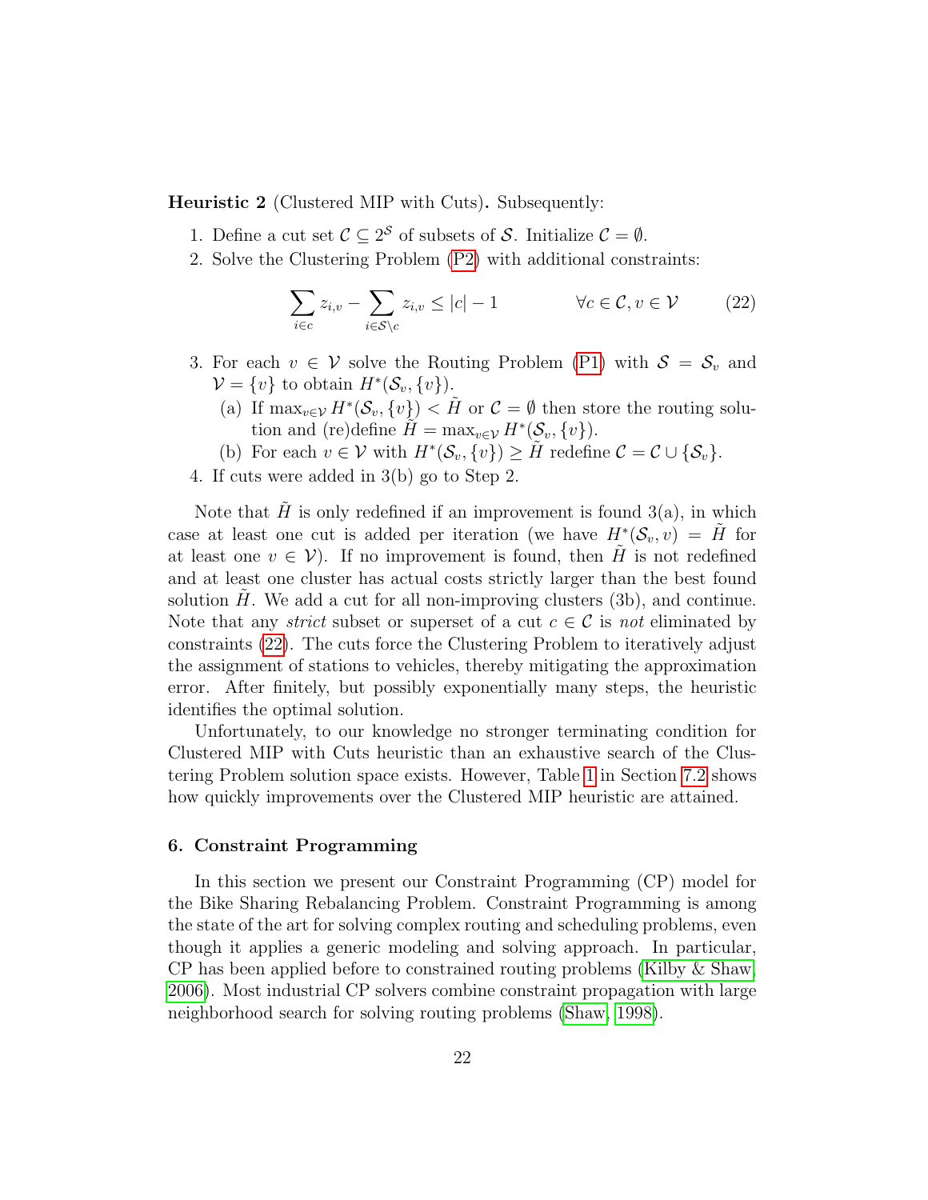**Heuristic 2** (Clustered MIP with Cuts)**.** Subsequently:

1. Define a cut set $\mathcal{C} \subseteq 2^{\mathcal{S}}$ of subsets of $\mathcal{S}$. Initialize $\mathcal{C} = \emptyset$.
2. Solve the Clustering Problem (P2) with additional constraints:

$$\sum_{i \in c} z_{i,v} - \sum_{i \in \mathcal{S} \setminus c} z_{i,v} \leq |c| - 1 \qquad \forall c \in \mathcal{C}, v \in \mathcal{V} \tag{22}$$

3. For each $v \in \mathcal{V}$ solve the Routing Problem (P1) with $\mathcal{S} = \mathcal{S}_v$ and $\mathcal{V} = \{v\}$ to obtain $H^*(\mathcal{S}_v, \{v\})$.
   (a) If $\max_{v \in \mathcal{V}} H^*(\mathcal{S}_v, \{v\}) < \tilde{H}$ or $\mathcal{C} = \emptyset$ then store the routing solution and (re)define $\tilde{H} = \max_{v \in \mathcal{V}} H^*(\mathcal{S}_v, \{v\})$.
   (b) For each $v \in \mathcal{V}$ with $H^*(\mathcal{S}_v, \{v\}) \geq \tilde{H}$ redefine $\mathcal{C} = \mathcal{C} \cup \{\mathcal{S}_v\}$.
4. If cuts were added in 3(b) go to Step 2.

Note that $\tilde{H}$ is only redefined if an improvement is found 3(a), in which case at least one cut is added per iteration (we have $H^*(\mathcal{S}_v, v) = \tilde{H}$ for at least one $v \in \mathcal{V}$). If no improvement is found, then $\tilde{H}$ is not redefined and at least one cluster has actual costs strictly larger than the best found solution $\tilde{H}$. We add a cut for all non-improving clusters (3b), and continue. Note that any *strict* subset or superset of a cut $c \in \mathcal{C}$ is *not* eliminated by constraints (22). The cuts force the Clustering Problem to iteratively adjust the assignment of stations to vehicles, thereby mitigating the approximation error. After finitely, but possibly exponentially many steps, the heuristic identifies the optimal solution.

Unfortunately, to our knowledge no stronger terminating condition for Clustered MIP with Cuts heuristic than an exhaustive search of the Clustering Problem solution space exists. However, Table 1 in Section 7.2 shows how quickly improvements over the Clustered MIP heuristic are attained.

## 6. Constraint Programming

In this section we present our Constraint Programming (CP) model for the Bike Sharing Rebalancing Problem. Constraint Programming is among the state of the art for solving complex routing and scheduling problems, even though it applies a generic modeling and solving approach. In particular, CP has been applied before to constrained routing problems (Kilby & Shaw, 2006). Most industrial CP solvers combine constraint propagation with large neighborhood search for solving routing problems (Shaw, 1998).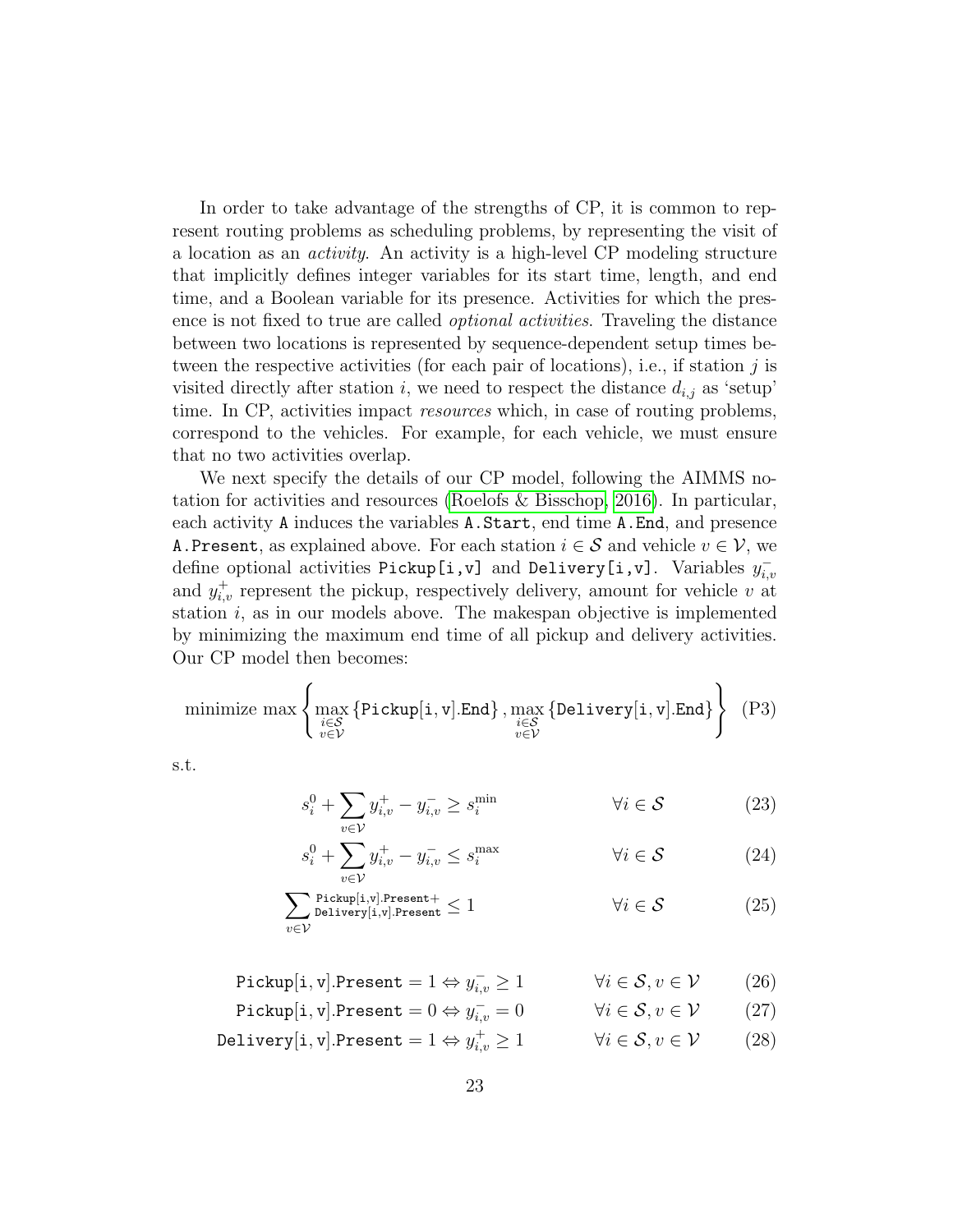In order to take advantage of the strengths of CP, it is common to represent routing problems as scheduling problems, by representing the visit of a location as an *activity*. An activity is a high-level CP modeling structure that implicitly defines integer variables for its start time, length, and end time, and a Boolean variable for its presence. Activities for which the presence is not fixed to true are called *optional activities*. Traveling the distance between two locations is represented by sequence-dependent setup times between the respective activities (for each pair of locations), i.e., if station $j$ is visited directly after station $i$, we need to respect the distance $d_{i,j}$ as 'setup' time. In CP, activities impact *resources* which, in case of routing problems, correspond to the vehicles. For example, for each vehicle, we must ensure that no two activities overlap.

We next specify the details of our CP model, following the AIMMS notation for activities and resources (Roelofs & Bisschop, 2016). In particular, each activity `A` induces the variables `A.Start`, end time `A.End`, and presence `A.Present`, as explained above. For each station $i \in \mathcal{S}$ and vehicle $v \in \mathcal{V}$, we define optional activities `Pickup[i,v]` and `Delivery[i,v]`. Variables $y^-_{i,v}$ and $y^+_{i,v}$ represent the pickup, respectively delivery, amount for vehicle $v$ at station $i$, as in our models above. The makespan objective is implemented by minimizing the maximum end time of all pickup and delivery activities. Our CP model then becomes:

$$\text{minimize } \max \left\{ \max_{\substack{i \in \mathcal{S} \\ v \in \mathcal{V}}} \{\texttt{Pickup[i, v].End}\}, \max_{\substack{i \in \mathcal{S} \\ v \in \mathcal{V}}} \{\texttt{Delivery[i, v].End}\} \right\} \quad \text{(P3)}$$

s.t.

$$s^0_i + \sum_{v \in \mathcal{V}} y^+_{i,v} - y^-_{i,v} \geq s^{\min}_i \qquad \forall i \in \mathcal{S} \qquad (23)$$

$$s^0_i + \sum_{v \in \mathcal{V}} y^+_{i,v} - y^-_{i,v} \leq s^{\max}_i \qquad \forall i \in \mathcal{S} \qquad (24)$$

$$\sum_{v \in \mathcal{V}} \texttt{Pickup[i,v].Present} + \texttt{Delivery[i,v].Present} \leq 1 \qquad \forall i \in \mathcal{S} \qquad (25)$$

$$\texttt{Pickup[i, v].Present} = 1 \Leftrightarrow y^-_{i,v} \geq 1 \qquad \forall i \in \mathcal{S}, v \in \mathcal{V} \qquad (26)$$

$$\texttt{Pickup[i, v].Present} = 0 \Leftrightarrow y^-_{i,v} = 0 \qquad \forall i \in \mathcal{S}, v \in \mathcal{V} \qquad (27)$$

$$\texttt{Delivery[i, v].Present} = 1 \Leftrightarrow y^+_{i,v} \geq 1 \qquad \forall i \in \mathcal{S}, v \in \mathcal{V} \qquad (28)$$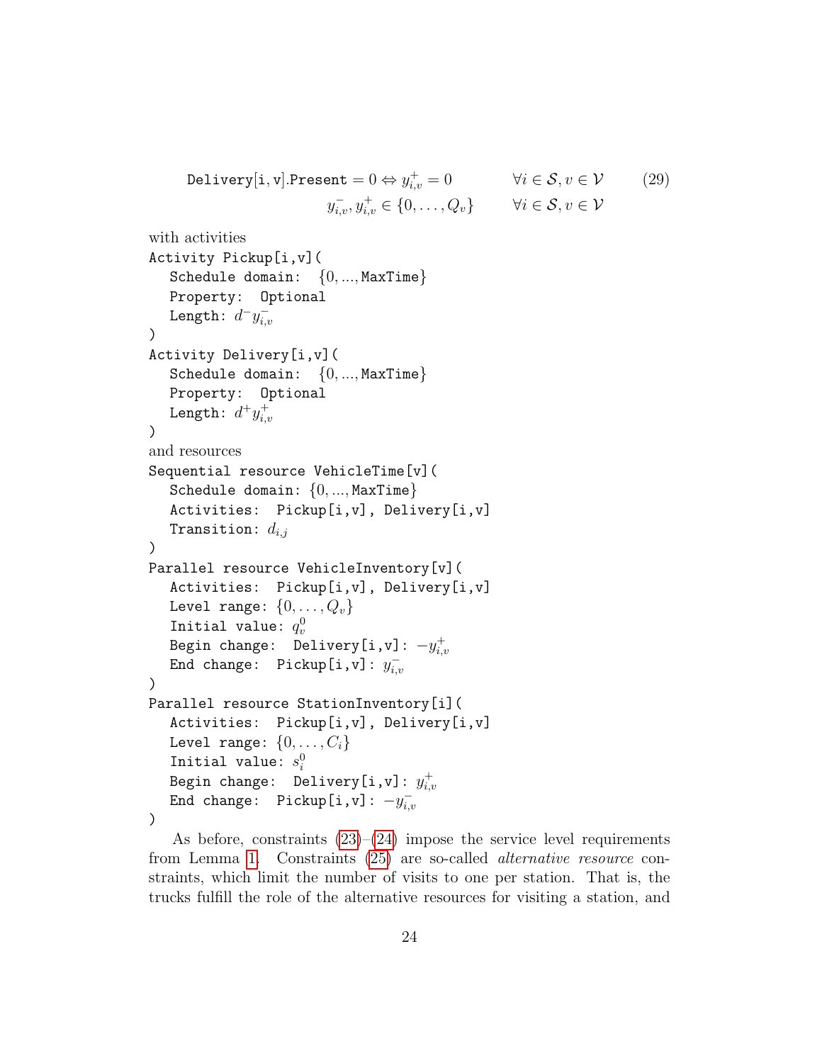$$\texttt{Delivery[i,v].Present} = 0 \Leftrightarrow y^+_{i,v} = 0 \qquad \forall i \in \mathcal{S}, v \in \mathcal{V} \tag{29}$$

$$y^-_{i,v}, y^+_{i,v} \in \{0, \dots, Q_v\} \qquad \forall i \in \mathcal{S}, v \in \mathcal{V}$$

with activities

```
Activity Pickup[i,v](
   Schedule domain: {0,...,MaxTime}
   Property: Optional
   Length: d^- y^-_{i,v}
)
Activity Delivery[i,v](
   Schedule domain: {0,...,MaxTime}
   Property: Optional
   Length: d^+ y^+_{i,v}
)
```

and resources

```
Sequential resource VehicleTime[v](
   Schedule domain: {0,...,MaxTime}
   Activities: Pickup[i,v], Delivery[i,v]
   Transition: d_{i,j}
)
Parallel resource VehicleInventory[v](
   Activities: Pickup[i,v], Delivery[i,v]
   Level range: {0,...,Q_v}
   Initial value: q^0_v
   Begin change: Delivery[i,v]: -y^+_{i,v}
   End change: Pickup[i,v]: y^-_{i,v}
)
Parallel resource StationInventory[i](
   Activities: Pickup[i,v], Delivery[i,v]
   Level range: {0,...,C_i}
   Initial value: s^0_i
   Begin change: Delivery[i,v]: y^+_{i,v}
   End change: Pickup[i,v]: -y^-_{i,v}
)
```

As before, constraints (23)–(24) impose the service level requirements from Lemma 1. Constraints (25) are so-called *alternative resource* constraints, which limit the number of visits to one per station. That is, the trucks fulfill the role of the alternative resources for visiting a station, and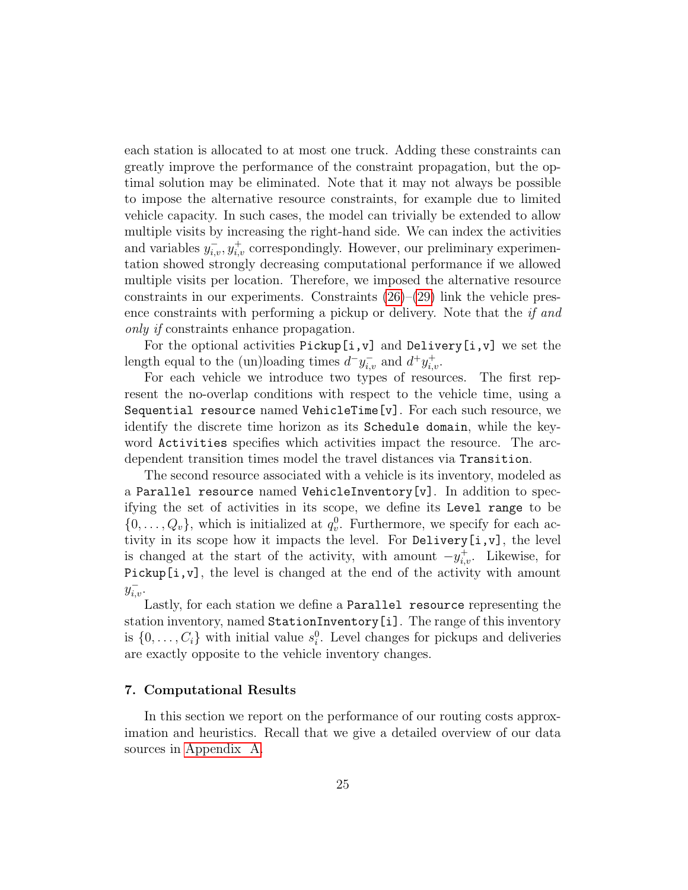each station is allocated to at most one truck. Adding these constraints can greatly improve the performance of the constraint propagation, but the optimal solution may be eliminated. Note that it may not always be possible to impose the alternative resource constraints, for example due to limited vehicle capacity. In such cases, the model can trivially be extended to allow multiple visits by increasing the right-hand side. We can index the activities and variables $y^-_{i,v}, y^+_{i,v}$ correspondingly. However, our preliminary experimentation showed strongly decreasing computational performance if we allowed multiple visits per location. Therefore, we imposed the alternative resource constraints in our experiments. Constraints (26)–(29) link the vehicle presence constraints with performing a pickup or delivery. Note that the *if and only if* constraints enhance propagation.

For the optional activities `Pickup[i,v]` and `Delivery[i,v]` we set the length equal to the (un)loading times $d^- y^-_{i,v}$ and $d^+ y^+_{i,v}$.

For each vehicle we introduce two types of resources. The first represent the no-overlap conditions with respect to the vehicle time, using a `Sequential resource` named `VehicleTime[v]`. For each such resource, we identify the discrete time horizon as its `Schedule domain`, while the keyword `Activities` specifies which activities impact the resource. The arc-dependent transition times model the travel distances via `Transition`.

The second resource associated with a vehicle is its inventory, modeled as a `Parallel resource` named `VehicleInventory[v]`. In addition to specifying the set of activities in its scope, we define its `Level range` to be $\{0, \ldots, Q_v\}$, which is initialized at $q^0_v$. Furthermore, we specify for each activity in its scope how it impacts the level. For `Delivery[i,v]`, the level is changed at the start of the activity, with amount $-y^+_{i,v}$. Likewise, for `Pickup[i,v]`, the level is changed at the end of the activity with amount $y^-_{i,v}$.

Lastly, for each station we define a `Parallel resource` representing the station inventory, named `StationInventory[i]`. The range of this inventory is $\{0, \ldots, C_i\}$ with initial value $s^0_i$. Level changes for pickups and deliveries are exactly opposite to the vehicle inventory changes.

## 7. Computational Results

In this section we report on the performance of our routing costs approximation and heuristics. Recall that we give a detailed overview of our data sources in Appendix A.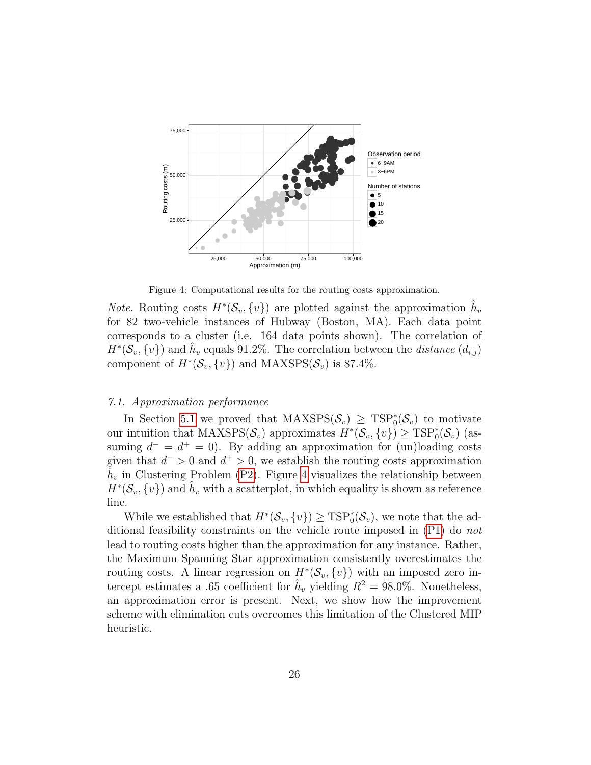Figure 4: Computational results for the routing costs approximation.

*Note.* Routing costs $H^*(\mathcal{S}_v, \{v\})$ are plotted against the approximation $\hat{h}_v$ for 82 two-vehicle instances of Hubway (Boston, MA). Each data point corresponds to a cluster (i.e. 164 data points shown). The correlation of $H^*(\mathcal{S}_v, \{v\})$ and $\hat{h}_v$ equals 91.2%. The correlation between the *distance* $(d_{i,j})$ component of $H^*(\mathcal{S}_v, \{v\})$ and $\text{MAXSPS}(\mathcal{S}_v)$ is 87.4%.

### 7.1. Approximation performance

In Section 5.1 we proved that $\text{MAXSPS}(\mathcal{S}_v) \geq \text{TSP}_0^*(\mathcal{S}_v)$ to motivate our intuition that $\text{MAXSPS}(\mathcal{S}_v)$ approximates $H^*(\mathcal{S}_v, \{v\}) \geq \text{TSP}_0^*(\mathcal{S}_v)$ (assuming $d^- = d^+ = 0$). By adding an approximation for (un)loading costs given that $d^- > 0$ and $d^+ > 0$, we establish the routing costs approximation $\hat{h}_v$ in Clustering Problem (P2). Figure 4 visualizes the relationship between $H^*(\mathcal{S}_v, \{v\})$ and $\hat{h}_v$ with a scatterplot, in which equality is shown as reference line.

While we established that $H^*(\mathcal{S}_v, \{v\}) \geq \text{TSP}_0^*(\mathcal{S}_v)$, we note that the additional feasibility constraints on the vehicle route imposed in (P1) do *not* lead to routing costs higher than the approximation for any instance. Rather, the Maximum Spanning Star approximation consistently overestimates the routing costs. A linear regression on $H^*(\mathcal{S}_v, \{v\})$ with an imposed zero intercept estimates a .65 coefficient for $\hat{h}_v$ yielding $R^2 = 98.0\%$. Nonetheless, an approximation error is present. Next, we show how the improvement scheme with elimination cuts overcomes this limitation of the Clustered MIP heuristic.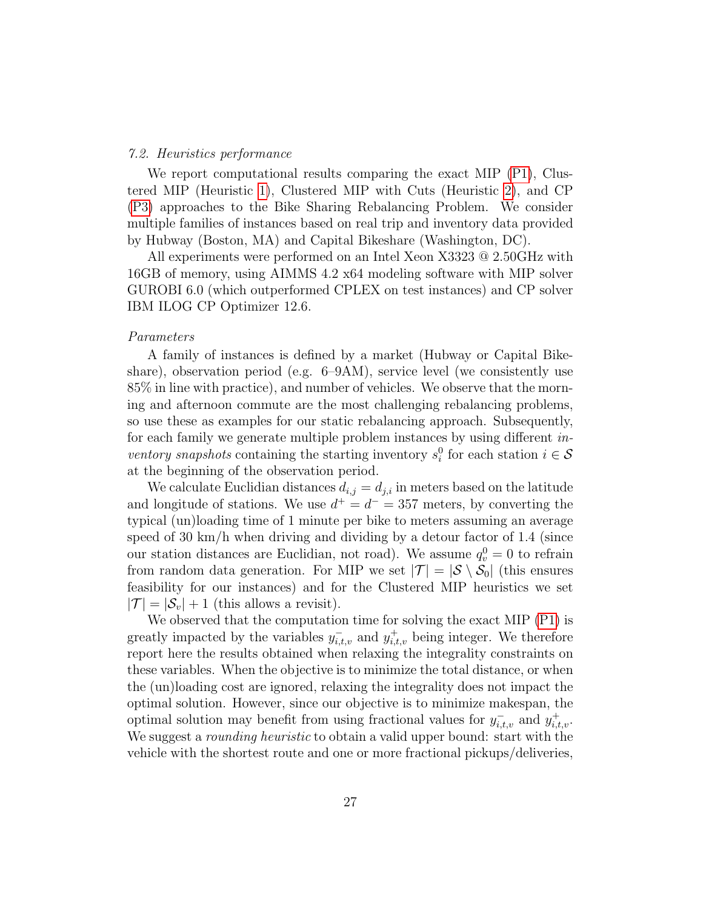*7.2. Heuristics performance*

We report computational results comparing the exact MIP (P1), Clustered MIP (Heuristic 1), Clustered MIP with Cuts (Heuristic 2), and CP (P3) approaches to the Bike Sharing Rebalancing Problem. We consider multiple families of instances based on real trip and inventory data provided by Hubway (Boston, MA) and Capital Bikeshare (Washington, DC).

All experiments were performed on an Intel Xeon X3323 @ 2.50GHz with 16GB of memory, using AIMMS 4.2 x64 modeling software with MIP solver GUROBI 6.0 (which outperformed CPLEX on test instances) and CP solver IBM ILOG CP Optimizer 12.6.

*Parameters*

A family of instances is defined by a market (Hubway or Capital Bikeshare), observation period (e.g. 6–9AM), service level (we consistently use 85% in line with practice), and number of vehicles. We observe that the morning and afternoon commute are the most challenging rebalancing problems, so use these as examples for our static rebalancing approach. Subsequently, for each family we generate multiple problem instances by using different *inventory snapshots* containing the starting inventory $s_i^0$ for each station $i \in \mathcal{S}$ at the beginning of the observation period.

We calculate Euclidian distances $d_{i,j} = d_{j,i}$ in meters based on the latitude and longitude of stations. We use $d^+ = d^- = 357$ meters, by converting the typical (un)loading time of 1 minute per bike to meters assuming an average speed of 30 km/h when driving and dividing by a detour factor of 1.4 (since our station distances are Euclidian, not road). We assume $q_v^0 = 0$ to refrain from random data generation. For MIP we set $|\mathcal{T}| = |\mathcal{S} \setminus \mathcal{S}_0|$ (this ensures feasibility for our instances) and for the Clustered MIP heuristics we set $|\mathcal{T}| = |\mathcal{S}_v| + 1$ (this allows a revisit).

We observed that the computation time for solving the exact MIP (P1) is greatly impacted by the variables $y_{i,t,v}^-$ and $y_{i,t,v}^+$ being integer. We therefore report here the results obtained when relaxing the integrality constraints on these variables. When the objective is to minimize the total distance, or when the (un)loading cost are ignored, relaxing the integrality does not impact the optimal solution. However, since our objective is to minimize makespan, the optimal solution may benefit from using fractional values for $y_{i,t,v}^-$ and $y_{i,t,v}^+$. We suggest a *rounding heuristic* to obtain a valid upper bound: start with the vehicle with the shortest route and one or more fractional pickups/deliveries,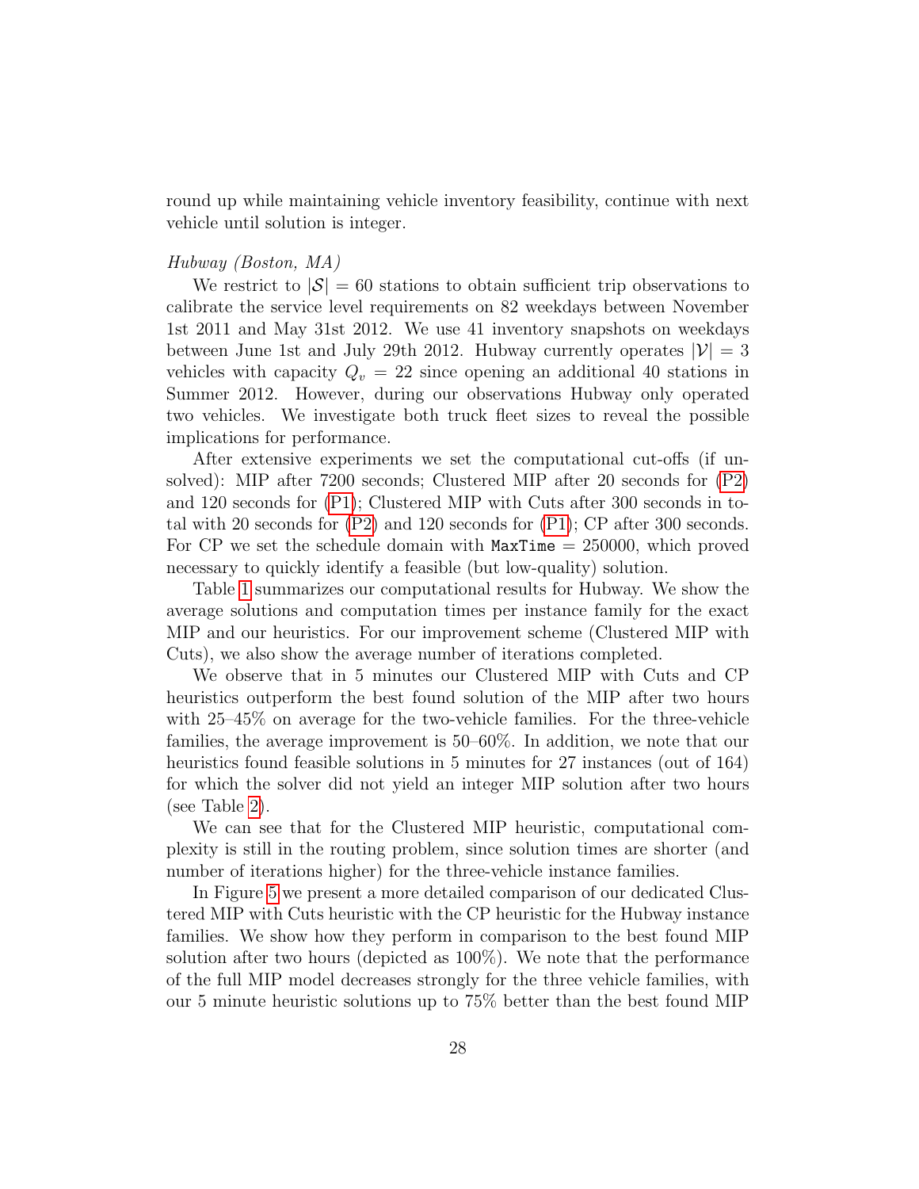round up while maintaining vehicle inventory feasibility, continue with next vehicle until solution is integer.

*Hubway (Boston, MA)*

We restrict to $|\mathcal{S}| = 60$ stations to obtain sufficient trip observations to calibrate the service level requirements on 82 weekdays between November 1st 2011 and May 31st 2012. We use 41 inventory snapshots on weekdays between June 1st and July 29th 2012. Hubway currently operates $|\mathcal{V}| = 3$ vehicles with capacity $Q_v = 22$ since opening an additional 40 stations in Summer 2012. However, during our observations Hubway only operated two vehicles. We investigate both truck fleet sizes to reveal the possible implications for performance.

After extensive experiments we set the computational cut-offs (if unsolved): MIP after 7200 seconds; Clustered MIP after 20 seconds for (P2) and 120 seconds for (P1); Clustered MIP with Cuts after 300 seconds in total with 20 seconds for (P2) and 120 seconds for (P1); CP after 300 seconds. For CP we set the schedule domain with `MaxTime` = 250000, which proved necessary to quickly identify a feasible (but low-quality) solution.

Table 1 summarizes our computational results for Hubway. We show the average solutions and computation times per instance family for the exact MIP and our heuristics. For our improvement scheme (Clustered MIP with Cuts), we also show the average number of iterations completed.

We observe that in 5 minutes our Clustered MIP with Cuts and CP heuristics outperform the best found solution of the MIP after two hours with 25–45% on average for the two-vehicle families. For the three-vehicle families, the average improvement is 50–60%. In addition, we note that our heuristics found feasible solutions in 5 minutes for 27 instances (out of 164) for which the solver did not yield an integer MIP solution after two hours (see Table 2).

We can see that for the Clustered MIP heuristic, computational complexity is still in the routing problem, since solution times are shorter (and number of iterations higher) for the three-vehicle instance families.

In Figure 5 we present a more detailed comparison of our dedicated Clustered MIP with Cuts heuristic with the CP heuristic for the Hubway instance families. We show how they perform in comparison to the best found MIP solution after two hours (depicted as 100%). We note that the performance of the full MIP model decreases strongly for the three vehicle families, with our 5 minute heuristic solutions up to 75% better than the best found MIP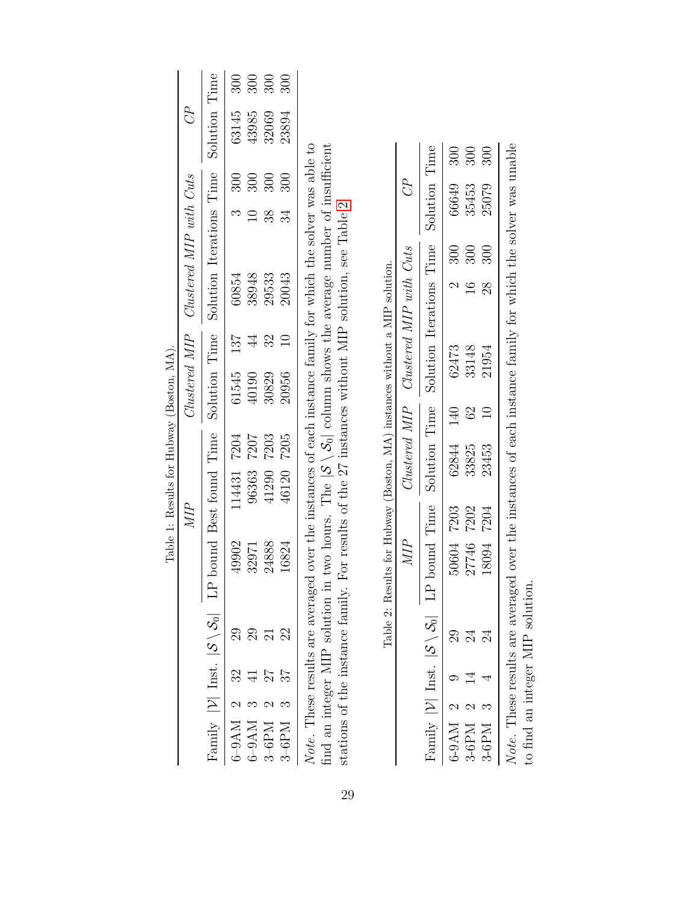Table 1: Results for Hubway (Boston, MA).

| | | | | *MIP* | | | *Clustered MIP* | | *Clustered MIP with Cuts* | | | *CP* | |
|---|---|---|---|---|---|---|---|---|---|---|---|---|---|
| Family | $\|\mathcal{V}\|$ | Inst. | $\|\mathcal{S} \setminus \mathcal{S}_0\|$ | LP bound | Best found | Time | Solution | Time | Solution | Iterations | Time | Solution | Time |
| 6–9AM | 2 | 32 | 29 | 49902 | 114431 | 7204 | 61545 | 137 | 60854 | 3 | 300 | 63145 | 300 |
| 6–9AM | 3 | 41 | 29 | 32971 | 96363 | 7207 | 40190 | 44 | 38948 | 10 | 300 | 43985 | 300 |
| 3–6PM | 2 | 27 | 21 | 24888 | 41290 | 7203 | 30829 | 32 | 29533 | 38 | 300 | 32069 | 300 |
| 3–6PM | 3 | 37 | 22 | 16824 | 46120 | 7205 | 20956 | 10 | 20043 | 34 | 300 | 23894 | 300 |

*Note.* These results are averaged over the instances of each instance family for which the solver was able to find an integer MIP solution in two hours. The $|\mathcal{S} \setminus \mathcal{S}_0|$ column shows the average number of insufficient stations of the instance family. For results of the 27 instances without MIP solution, see Table 2.

Table 2: Results for Hubway (Boston, MA) instances without a MIP solution.

| | | | | *MIP* | | *Clustered MIP* | | *Clustered MIP with Cuts* | | | *CP* | |
|---|---|---|---|---|---|---|---|---|---|---|---|---|
| Family | $\|\mathcal{V}\|$ | Inst. | $\|\mathcal{S} \setminus \mathcal{S}_0\|$ | LP bound | Time | Solution | Time | Solution | Iterations | Time | Solution | Time |
| 6-9AM | 2 | 9 | 29 | 50604 | 7203 | 62844 | 140 | 62473 | 2 | 300 | 66649 | 300 |
| 3-6PM | 2 | 14 | 24 | 27746 | 7202 | 33825 | 62 | 33148 | 16 | 300 | 35453 | 300 |
| 3-6PM | 3 | 4 | 24 | 18094 | 7204 | 23453 | 10 | 21954 | 28 | 300 | 25079 | 300 |

*Note.* These results are averaged over the instances of each instance family for which the solver was unable to find an integer MIP solution.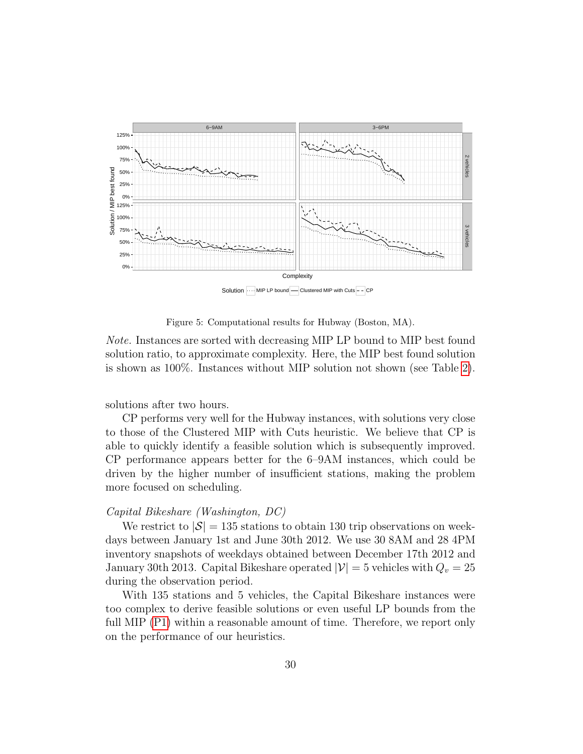Figure 5: Computational results for Hubway (Boston, MA).

*Note.* Instances are sorted with decreasing MIP LP bound to MIP best found solution ratio, to approximate complexity. Here, the MIP best found solution is shown as 100%. Instances without MIP solution not shown (see Table 2).

solutions after two hours.

CP performs very well for the Hubway instances, with solutions very close to those of the Clustered MIP with Cuts heuristic. We believe that CP is able to quickly identify a feasible solution which is subsequently improved. CP performance appears better for the 6–9AM instances, which could be driven by the higher number of insufficient stations, making the problem more focused on scheduling.

*Capital Bikeshare (Washington, DC)*

We restrict to $|\mathcal{S}| = 135$ stations to obtain 130 trip observations on weekdays between January 1st and June 30th 2012. We use 30 8AM and 28 4PM inventory snapshots of weekdays obtained between December 17th 2012 and January 30th 2013. Capital Bikeshare operated $|\mathcal{V}| = 5$ vehicles with $Q_v = 25$ during the observation period.

With 135 stations and 5 vehicles, the Capital Bikeshare instances were too complex to derive feasible solutions or even useful LP bounds from the full MIP (P1) within a reasonable amount of time. Therefore, we report only on the performance of our heuristics.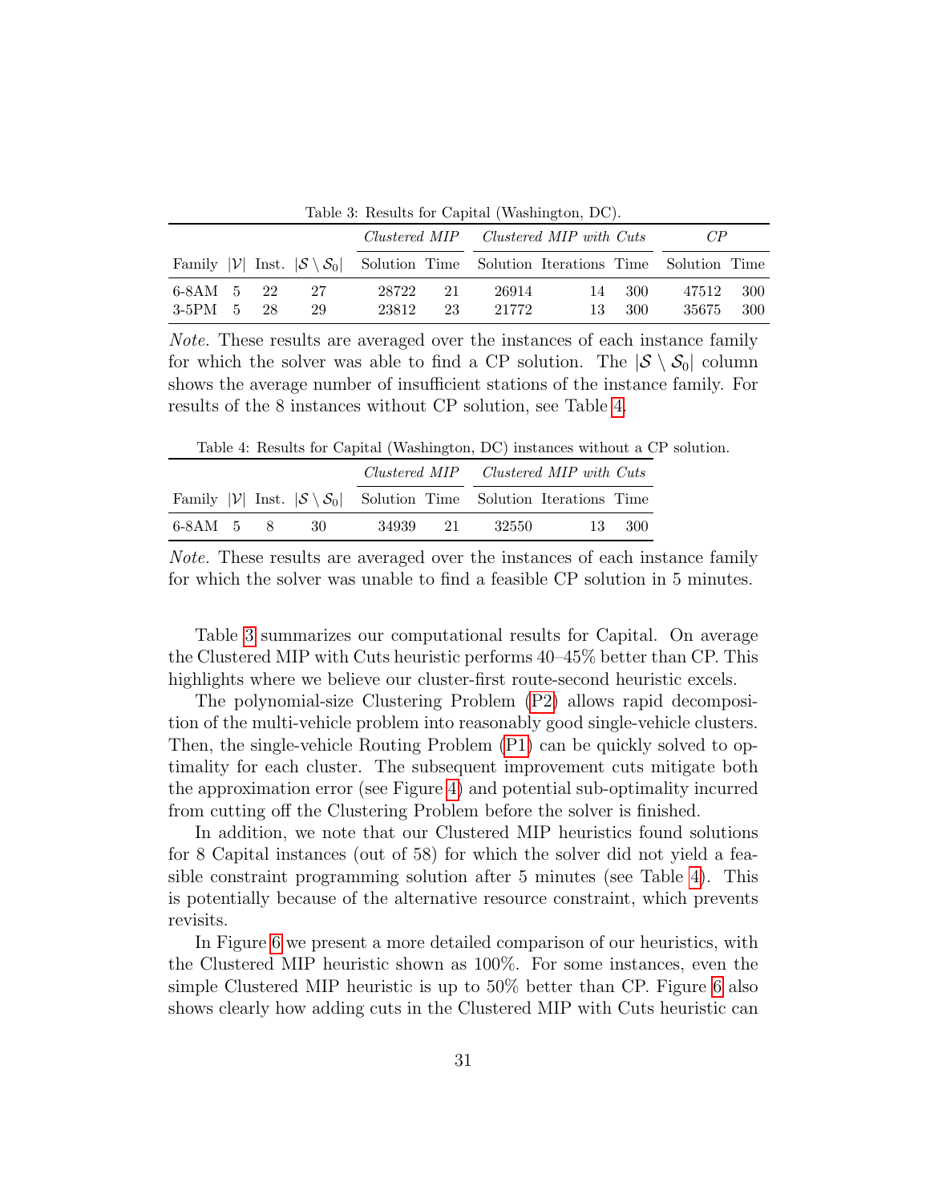Table 3: Results for Capital (Washington, DC).

| | | | | *Clustered MIP* | | *Clustered MIP with Cuts* | | | *CP* | |
|---|---|---|---|---|---|---|---|---|---|---|
| Family | $\lvert\mathcal{V}\rvert$ | Inst. | $\lvert\mathcal{S} \setminus \mathcal{S}_0\rvert$ | Solution | Time | Solution | Iterations | Time | Solution | Time |
| 6-8AM | 5 | 22 | 27 | 28722 | 21 | 26914 | 14 | 300 | 47512 | 300 |
| 3-5PM | 5 | 28 | 29 | 23812 | 23 | 21772 | 13 | 300 | 35675 | 300 |

*Note.* These results are averaged over the instances of each instance family for which the solver was able to find a CP solution. The $|\mathcal{S} \setminus \mathcal{S}_0|$ column shows the average number of insufficient stations of the instance family. For results of the 8 instances without CP solution, see Table 4.

Table 4: Results for Capital (Washington, DC) instances without a CP solution.

| | | | | *Clustered MIP* | | *Clustered MIP with Cuts* | | |
|---|---|---|---|---|---|---|---|---|
| Family | $\lvert\mathcal{V}\rvert$ | Inst. | $\lvert\mathcal{S} \setminus \mathcal{S}_0\rvert$ | Solution | Time | Solution | Iterations | Time |
| 6-8AM | 5 | 8 | 30 | 34939 | 21 | 32550 | 13 | 300 |

*Note.* These results are averaged over the instances of each instance family for which the solver was unable to find a feasible CP solution in 5 minutes.

Table 3 summarizes our computational results for Capital. On average the Clustered MIP with Cuts heuristic performs 40–45% better than CP. This highlights where we believe our cluster-first route-second heuristic excels.

The polynomial-size Clustering Problem (P2) allows rapid decomposition of the multi-vehicle problem into reasonably good single-vehicle clusters. Then, the single-vehicle Routing Problem (P1) can be quickly solved to optimality for each cluster. The subsequent improvement cuts mitigate both the approximation error (see Figure 4) and potential sub-optimality incurred from cutting off the Clustering Problem before the solver is finished.

In addition, we note that our Clustered MIP heuristics found solutions for 8 Capital instances (out of 58) for which the solver did not yield a feasible constraint programming solution after 5 minutes (see Table 4). This is potentially because of the alternative resource constraint, which prevents revisits.

In Figure 6 we present a more detailed comparison of our heuristics, with the Clustered MIP heuristic shown as 100%. For some instances, even the simple Clustered MIP heuristic is up to 50% better than CP. Figure 6 also shows clearly how adding cuts in the Clustered MIP with Cuts heuristic can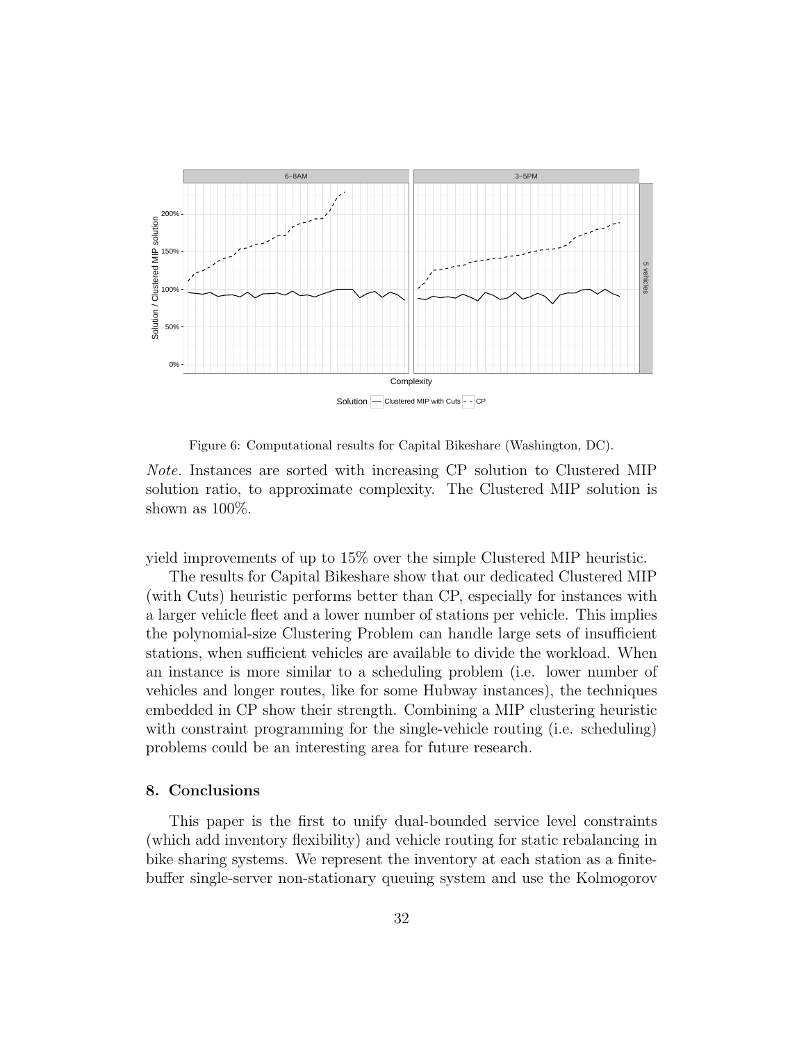Figure 6: Computational results for Capital Bikeshare (Washington, DC).

*Note.* Instances are sorted with increasing CP solution to Clustered MIP solution ratio, to approximate complexity. The Clustered MIP solution is shown as 100%.

yield improvements of up to 15% over the simple Clustered MIP heuristic.

The results for Capital Bikeshare show that our dedicated Clustered MIP (with Cuts) heuristic performs better than CP, especially for instances with a larger vehicle fleet and a lower number of stations per vehicle. This implies the polynomial-size Clustering Problem can handle large sets of insufficient stations, when sufficient vehicles are available to divide the workload. When an instance is more similar to a scheduling problem (i.e. lower number of vehicles and longer routes, like for some Hubway instances), the techniques embedded in CP show their strength. Combining a MIP clustering heuristic with constraint programming for the single-vehicle routing (i.e. scheduling) problems could be an interesting area for future research.

## 8. Conclusions

This paper is the first to unify dual-bounded service level constraints (which add inventory flexibility) and vehicle routing for static rebalancing in bike sharing systems. We represent the inventory at each station as a finite-buffer single-server non-stationary queuing system and use the Kolmogorov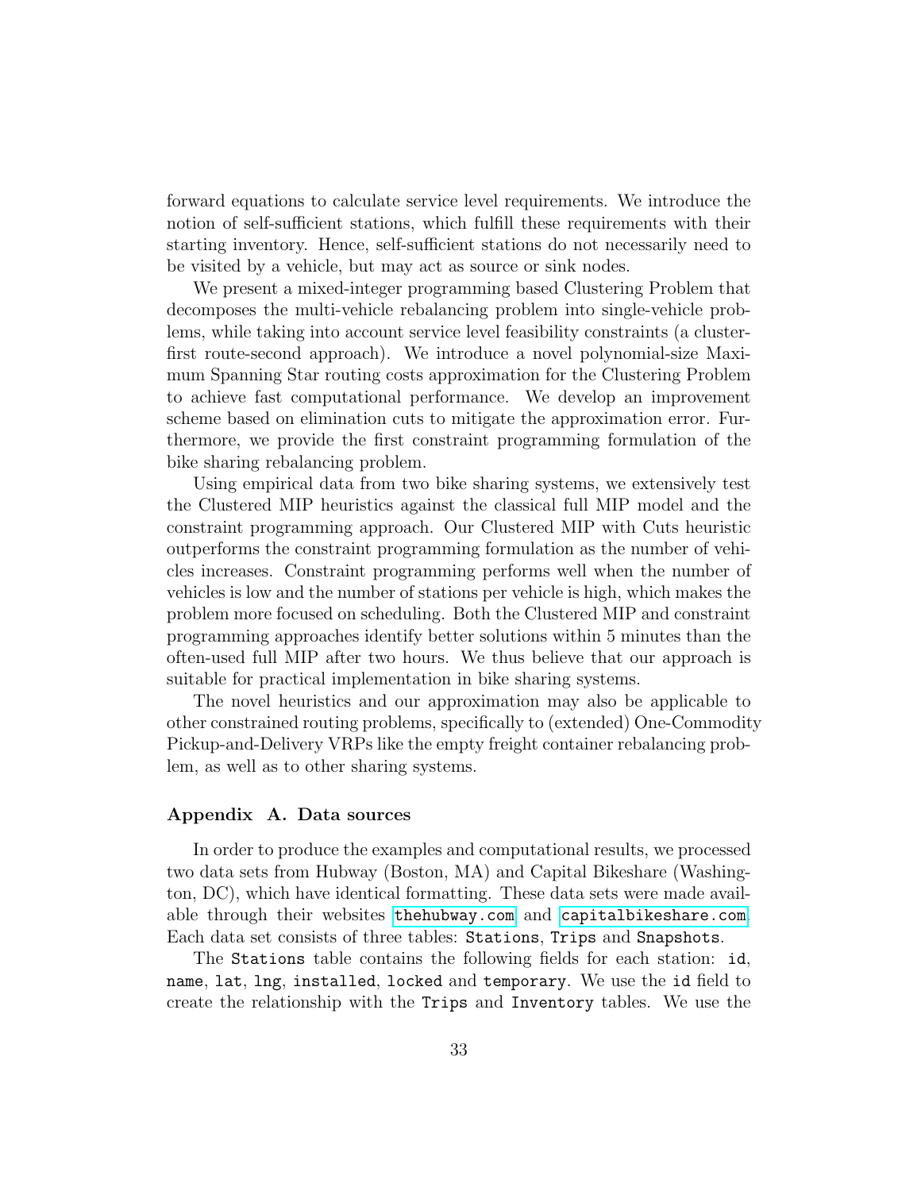forward equations to calculate service level requirements. We introduce the notion of self-sufficient stations, which fulfill these requirements with their starting inventory. Hence, self-sufficient stations do not necessarily need to be visited by a vehicle, but may act as source or sink nodes.

We present a mixed-integer programming based Clustering Problem that decomposes the multi-vehicle rebalancing problem into single-vehicle problems, while taking into account service level feasibility constraints (a cluster-first route-second approach). We introduce a novel polynomial-size Maximum Spanning Star routing costs approximation for the Clustering Problem to achieve fast computational performance. We develop an improvement scheme based on elimination cuts to mitigate the approximation error. Furthermore, we provide the first constraint programming formulation of the bike sharing rebalancing problem.

Using empirical data from two bike sharing systems, we extensively test the Clustered MIP heuristics against the classical full MIP model and the constraint programming approach. Our Clustered MIP with Cuts heuristic outperforms the constraint programming formulation as the number of vehicles increases. Constraint programming performs well when the number of vehicles is low and the number of stations per vehicle is high, which makes the problem more focused on scheduling. Both the Clustered MIP and constraint programming approaches identify better solutions within 5 minutes than the often-used full MIP after two hours. We thus believe that our approach is suitable for practical implementation in bike sharing systems.

The novel heuristics and our approximation may also be applicable to other constrained routing problems, specifically to (extended) One-Commodity Pickup-and-Delivery VRPs like the empty freight container rebalancing problem, as well as to other sharing systems.

## Appendix A. Data sources

In order to produce the examples and computational results, we processed two data sets from Hubway (Boston, MA) and Capital Bikeshare (Washington, DC), which have identical formatting. These data sets were made available through their websites `thehubway.com` and `capitalbikeshare.com`. Each data set consists of three tables: `Stations`, `Trips` and `Snapshots`.

The `Stations` table contains the following fields for each station: `id`, `name`, `lat`, `lng`, `installed`, `locked` and `temporary`. We use the `id` field to create the relationship with the `Trips` and `Inventory` tables. We use the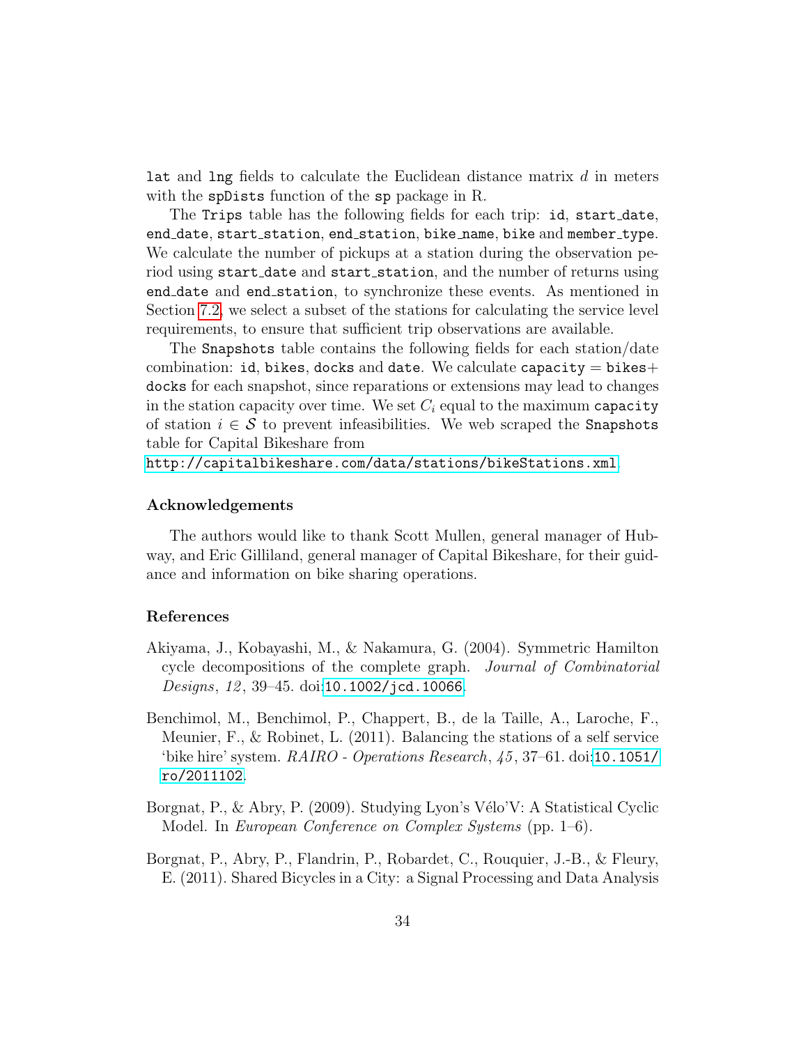lat and lng fields to calculate the Euclidean distance matrix $d$ in meters with the spDists function of the sp package in R.

The Trips table has the following fields for each trip: id, start_date, end_date, start_station, end_station, bike_name, bike and member_type. We calculate the number of pickups at a station during the observation period using start_date and start_station, and the number of returns using end_date and end_station, to synchronize these events. As mentioned in Section 7.2, we select a subset of the stations for calculating the service level requirements, to ensure that sufficient trip observations are available.

The Snapshots table contains the following fields for each station/date combination: id, bikes, docks and date. We calculate capacity = bikes+docks for each snapshot, since reparations or extensions may lead to changes in the station capacity over time. We set $C_i$ equal to the maximum capacity of station $i \in \mathcal{S}$ to prevent infeasibilities. We web scraped the Snapshots table for Capital Bikeshare from
http://capitalbikeshare.com/data/stations/bikeStations.xml.

### Acknowledgements

The authors would like to thank Scott Mullen, general manager of Hubway, and Eric Gilliland, general manager of Capital Bikeshare, for their guidance and information on bike sharing operations.

### References

Akiyama, J., Kobayashi, M., & Nakamura, G. (2004). Symmetric Hamilton cycle decompositions of the complete graph. *Journal of Combinatorial Designs*, *12*, 39–45. doi:10.1002/jcd.10066.

Benchimol, M., Benchimol, P., Chappert, B., de la Taille, A., Laroche, F., Meunier, F., & Robinet, L. (2011). Balancing the stations of a self service 'bike hire' system. *RAIRO - Operations Research*, *45*, 37–61. doi:10.1051/ro/2011102.

Borgnat, P., & Abry, P. (2009). Studying Lyon's Vélo'V: A Statistical Cyclic Model. In *European Conference on Complex Systems* (pp. 1–6).

Borgnat, P., Abry, P., Flandrin, P., Robardet, C., Rouquier, J.-B., & Fleury, E. (2011). Shared Bicycles in a City: a Signal Processing and Data Analysis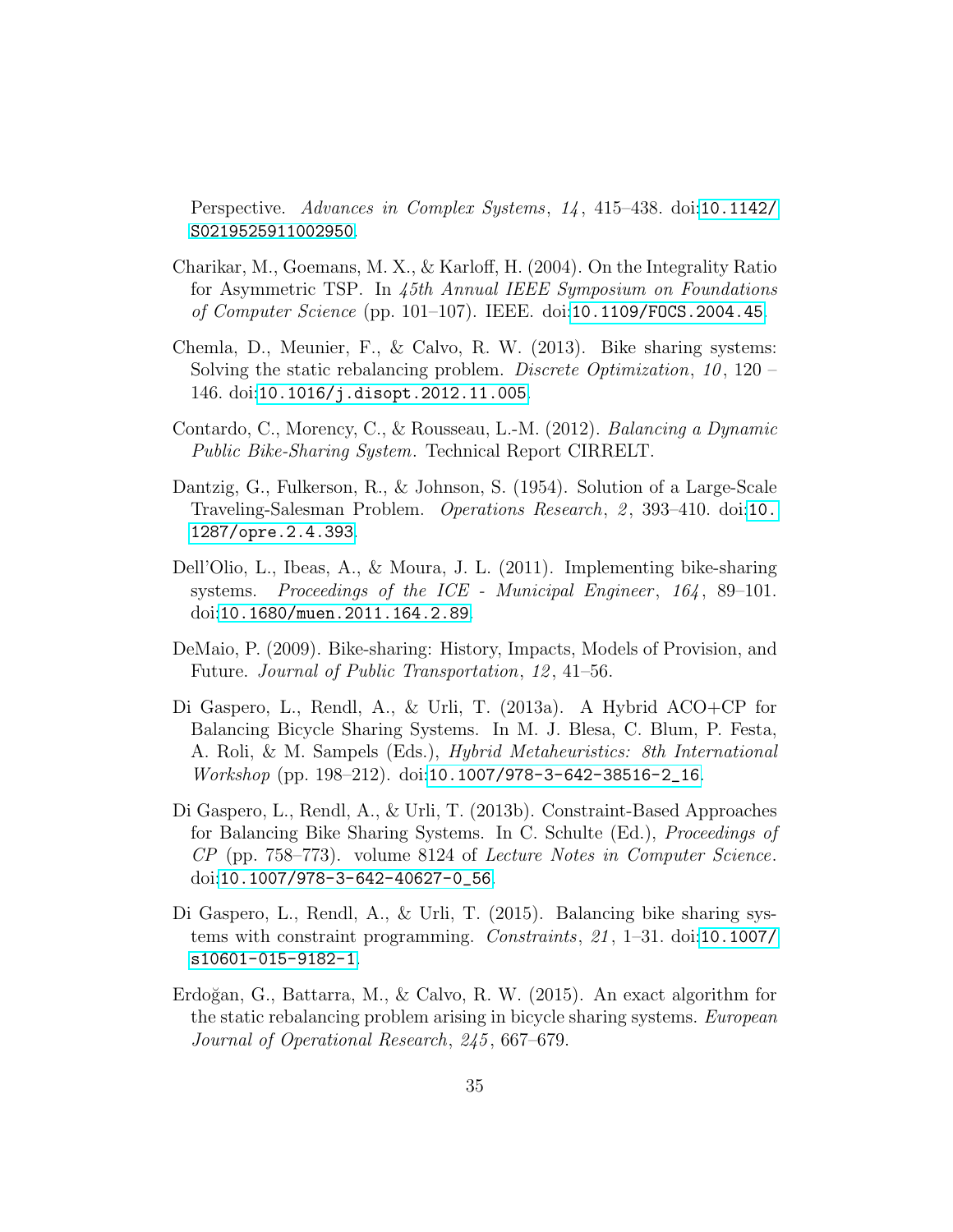Perspective. *Advances in Complex Systems*, *14*, 415–438. doi:10.1142/S0219525911002950.

Charikar, M., Goemans, M. X., & Karloff, H. (2004). On the Integrality Ratio for Asymmetric TSP. In *45th Annual IEEE Symposium on Foundations of Computer Science* (pp. 101–107). IEEE. doi:10.1109/FOCS.2004.45.

Chemla, D., Meunier, F., & Calvo, R. W. (2013). Bike sharing systems: Solving the static rebalancing problem. *Discrete Optimization*, *10*, 120 – 146. doi:10.1016/j.disopt.2012.11.005.

Contardo, C., Morency, C., & Rousseau, L.-M. (2012). *Balancing a Dynamic Public Bike-Sharing System*. Technical Report CIRRELT.

Dantzig, G., Fulkerson, R., & Johnson, S. (1954). Solution of a Large-Scale Traveling-Salesman Problem. *Operations Research*, *2*, 393–410. doi:10.1287/opre.2.4.393.

Dell'Olio, L., Ibeas, A., & Moura, J. L. (2011). Implementing bike-sharing systems. *Proceedings of the ICE - Municipal Engineer*, *164*, 89–101. doi:10.1680/muen.2011.164.2.89.

DeMaio, P. (2009). Bike-sharing: History, Impacts, Models of Provision, and Future. *Journal of Public Transportation*, *12*, 41–56.

Di Gaspero, L., Rendl, A., & Urli, T. (2013a). A Hybrid ACO+CP for Balancing Bicycle Sharing Systems. In M. J. Blesa, C. Blum, P. Festa, A. Roli, & M. Sampels (Eds.), *Hybrid Metaheuristics: 8th International Workshop* (pp. 198–212). doi:10.1007/978-3-642-38516-2_16.

Di Gaspero, L., Rendl, A., & Urli, T. (2013b). Constraint-Based Approaches for Balancing Bike Sharing Systems. In C. Schulte (Ed.), *Proceedings of CP* (pp. 758–773). volume 8124 of *Lecture Notes in Computer Science*. doi:10.1007/978-3-642-40627-0_56.

Di Gaspero, L., Rendl, A., & Urli, T. (2015). Balancing bike sharing systems with constraint programming. *Constraints*, *21*, 1–31. doi:10.1007/s10601-015-9182-1.

Erdoğan, G., Battarra, M., & Calvo, R. W. (2015). An exact algorithm for the static rebalancing problem arising in bicycle sharing systems. *European Journal of Operational Research*, *245*, 667–679.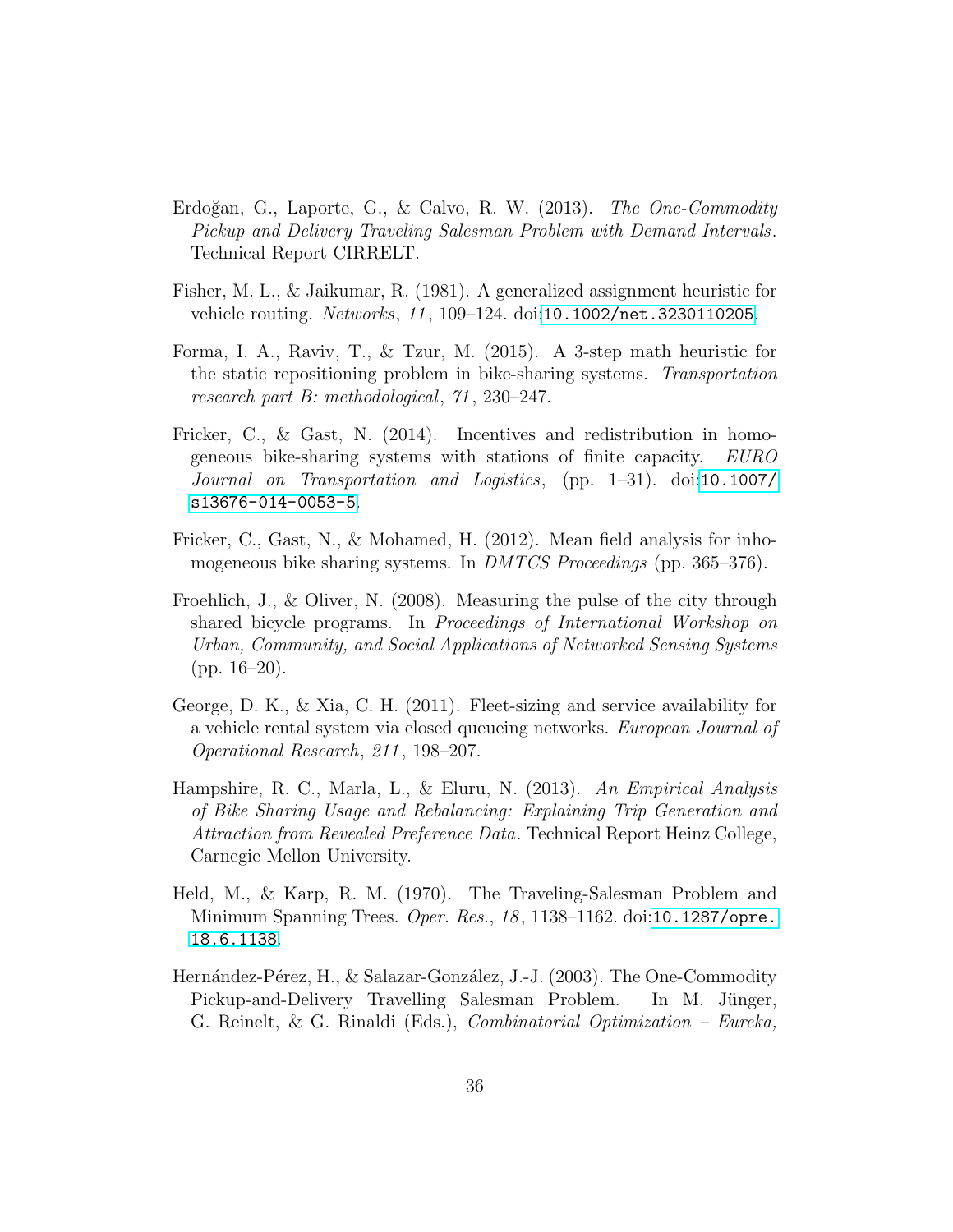Erdoğan, G., Laporte, G., & Calvo, R. W. (2013). *The One-Commodity Pickup and Delivery Traveling Salesman Problem with Demand Intervals*. Technical Report CIRRELT.

Fisher, M. L., & Jaikumar, R. (1981). A generalized assignment heuristic for vehicle routing. *Networks*, *11*, 109–124. doi:10.1002/net.3230110205.

Forma, I. A., Raviv, T., & Tzur, M. (2015). A 3-step math heuristic for the static repositioning problem in bike-sharing systems. *Transportation research part B: methodological*, *71*, 230–247.

Fricker, C., & Gast, N. (2014). Incentives and redistribution in homogeneous bike-sharing systems with stations of finite capacity. *EURO Journal on Transportation and Logistics*, (pp. 1–31). doi:10.1007/s13676-014-0053-5.

Fricker, C., Gast, N., & Mohamed, H. (2012). Mean field analysis for inhomogeneous bike sharing systems. In *DMTCS Proceedings* (pp. 365–376).

Froehlich, J., & Oliver, N. (2008). Measuring the pulse of the city through shared bicycle programs. In *Proceedings of International Workshop on Urban, Community, and Social Applications of Networked Sensing Systems* (pp. 16–20).

George, D. K., & Xia, C. H. (2011). Fleet-sizing and service availability for a vehicle rental system via closed queueing networks. *European Journal of Operational Research*, *211*, 198–207.

Hampshire, R. C., Marla, L., & Eluru, N. (2013). *An Empirical Analysis of Bike Sharing Usage and Rebalancing: Explaining Trip Generation and Attraction from Revealed Preference Data*. Technical Report Heinz College, Carnegie Mellon University.

Held, M., & Karp, R. M. (1970). The Traveling-Salesman Problem and Minimum Spanning Trees. *Oper. Res.*, *18*, 1138–1162. doi:10.1287/opre.18.6.1138.

Hernández-Pérez, H., & Salazar-González, J.-J. (2003). The One-Commodity Pickup-and-Delivery Travelling Salesman Problem. In M. Jünger, G. Reinelt, & G. Rinaldi (Eds.), *Combinatorial Optimization – Eureka,*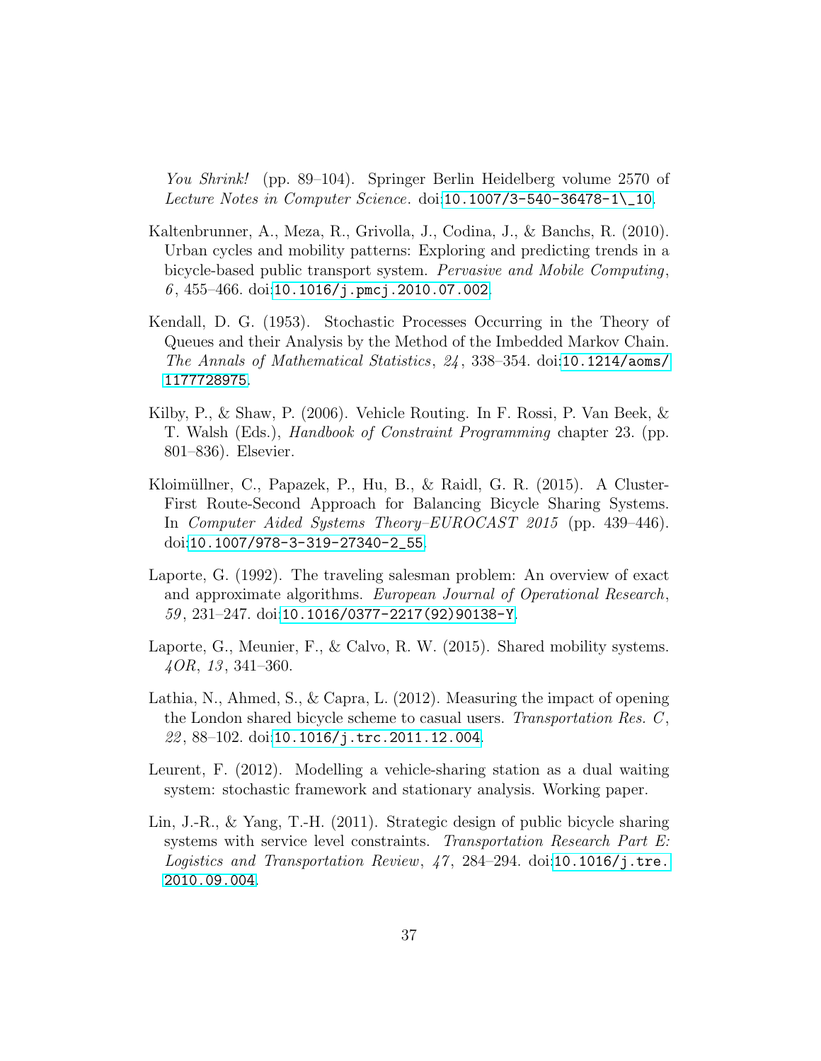*You Shrink!* (pp. 89–104). Springer Berlin Heidelberg volume 2570 of *Lecture Notes in Computer Science*. doi:10.1007/3-540-36478-1\_10.

Kaltenbrunner, A., Meza, R., Grivolla, J., Codina, J., & Banchs, R. (2010). Urban cycles and mobility patterns: Exploring and predicting trends in a bicycle-based public transport system. *Pervasive and Mobile Computing*, *6*, 455–466. doi:10.1016/j.pmcj.2010.07.002.

Kendall, D. G. (1953). Stochastic Processes Occurring in the Theory of Queues and their Analysis by the Method of the Imbedded Markov Chain. *The Annals of Mathematical Statistics*, *24*, 338–354. doi:10.1214/aoms/1177728975.

Kilby, P., & Shaw, P. (2006). Vehicle Routing. In F. Rossi, P. Van Beek, & T. Walsh (Eds.), *Handbook of Constraint Programming* chapter 23. (pp. 801–836). Elsevier.

Kloimüllner, C., Papazek, P., Hu, B., & Raidl, G. R. (2015). A Cluster-First Route-Second Approach for Balancing Bicycle Sharing Systems. In *Computer Aided Systems Theory–EUROCAST 2015* (pp. 439–446). doi:10.1007/978-3-319-27340-2_55.

Laporte, G. (1992). The traveling salesman problem: An overview of exact and approximate algorithms. *European Journal of Operational Research*, *59*, 231–247. doi:10.1016/0377-2217(92)90138-Y.

Laporte, G., Meunier, F., & Calvo, R. W. (2015). Shared mobility systems. *4OR*, *13*, 341–360.

Lathia, N., Ahmed, S., & Capra, L. (2012). Measuring the impact of opening the London shared bicycle scheme to casual users. *Transportation Res. C*, *22*, 88–102. doi:10.1016/j.trc.2011.12.004.

Leurent, F. (2012). Modelling a vehicle-sharing station as a dual waiting system: stochastic framework and stationary analysis. Working paper.

Lin, J.-R., & Yang, T.-H. (2011). Strategic design of public bicycle sharing systems with service level constraints. *Transportation Research Part E: Logistics and Transportation Review*, *47*, 284–294. doi:10.1016/j.tre.2010.09.004.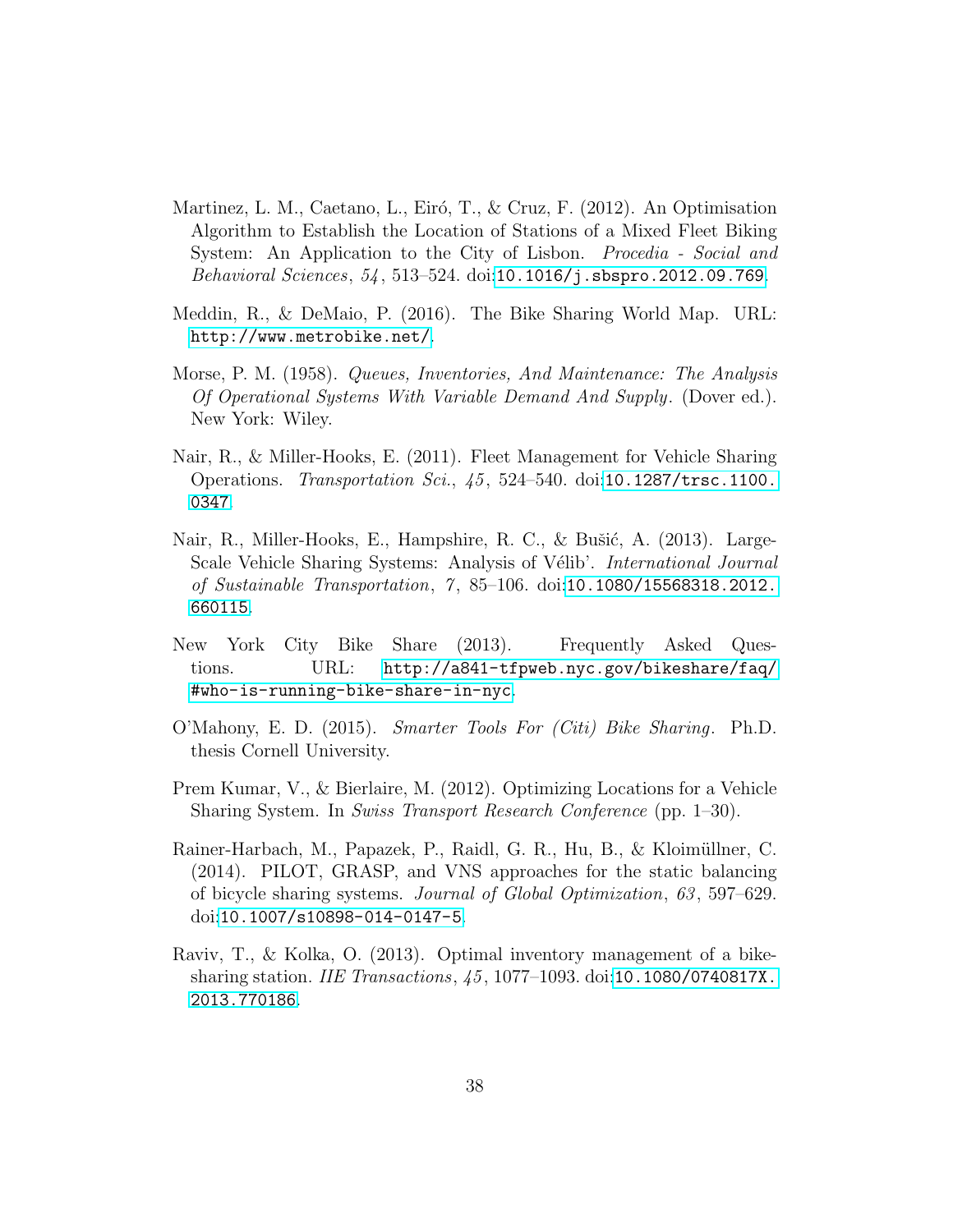Martinez, L. M., Caetano, L., Eiró, T., & Cruz, F. (2012). An Optimisation Algorithm to Establish the Location of Stations of a Mixed Fleet Biking System: An Application to the City of Lisbon. *Procedia - Social and Behavioral Sciences*, *54*, 513–524. doi:10.1016/j.sbspro.2012.09.769.

Meddin, R., & DeMaio, P. (2016). The Bike Sharing World Map. URL: http://www.metrobike.net/.

Morse, P. M. (1958). *Queues, Inventories, And Maintenance: The Analysis Of Operational Systems With Variable Demand And Supply*. (Dover ed.). New York: Wiley.

Nair, R., & Miller-Hooks, E. (2011). Fleet Management for Vehicle Sharing Operations. *Transportation Sci.*, *45*, 524–540. doi:10.1287/trsc.1100.0347.

Nair, R., Miller-Hooks, E., Hampshire, R. C., & Bušić, A. (2013). Large-Scale Vehicle Sharing Systems: Analysis of Vélib'. *International Journal of Sustainable Transportation*, *7*, 85–106. doi:10.1080/15568318.2012.660115.

New York City Bike Share (2013). Frequently Asked Questions. URL: http://a841-tfpweb.nyc.gov/bikeshare/faq/#who-is-running-bike-share-in-nyc.

O'Mahony, E. D. (2015). *Smarter Tools For (Citi) Bike Sharing*. Ph.D. thesis Cornell University.

Prem Kumar, V., & Bierlaire, M. (2012). Optimizing Locations for a Vehicle Sharing System. In *Swiss Transport Research Conference* (pp. 1–30).

Rainer-Harbach, M., Papazek, P., Raidl, G. R., Hu, B., & Kloimüllner, C. (2014). PILOT, GRASP, and VNS approaches for the static balancing of bicycle sharing systems. *Journal of Global Optimization*, *63*, 597–629. doi:10.1007/s10898-014-0147-5.

Raviv, T., & Kolka, O. (2013). Optimal inventory management of a bike-sharing station. *IIE Transactions*, *45*, 1077–1093. doi:10.1080/0740817X.2013.770186.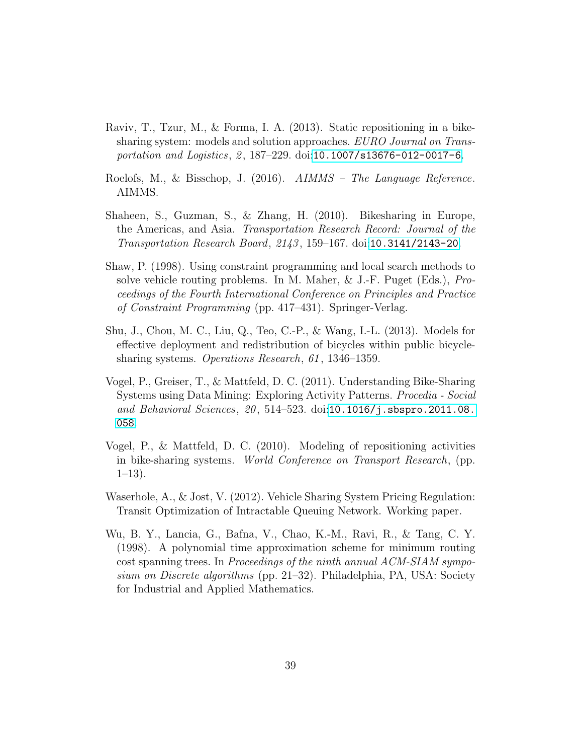Raviv, T., Tzur, M., & Forma, I. A. (2013). Static repositioning in a bike-sharing system: models and solution approaches. *EURO Journal on Transportation and Logistics*, *2*, 187–229. doi:10.1007/s13676-012-0017-6.

Roelofs, M., & Bisschop, J. (2016). *AIMMS – The Language Reference*. AIMMS.

Shaheen, S., Guzman, S., & Zhang, H. (2010). Bikesharing in Europe, the Americas, and Asia. *Transportation Research Record: Journal of the Transportation Research Board*, *2143*, 159–167. doi:10.3141/2143-20.

Shaw, P. (1998). Using constraint programming and local search methods to solve vehicle routing problems. In M. Maher, & J.-F. Puget (Eds.), *Proceedings of the Fourth International Conference on Principles and Practice of Constraint Programming* (pp. 417–431). Springer-Verlag.

Shu, J., Chou, M. C., Liu, Q., Teo, C.-P., & Wang, I.-L. (2013). Models for effective deployment and redistribution of bicycles within public bicycle-sharing systems. *Operations Research*, *61*, 1346–1359.

Vogel, P., Greiser, T., & Mattfeld, D. C. (2011). Understanding Bike-Sharing Systems using Data Mining: Exploring Activity Patterns. *Procedia - Social and Behavioral Sciences*, *20*, 514–523. doi:10.1016/j.sbspro.2011.08.058.

Vogel, P., & Mattfeld, D. C. (2010). Modeling of repositioning activities in bike-sharing systems. *World Conference on Transport Research*, (pp. 1–13).

Waserhole, A., & Jost, V. (2012). Vehicle Sharing System Pricing Regulation: Transit Optimization of Intractable Queuing Network. Working paper.

Wu, B. Y., Lancia, G., Bafna, V., Chao, K.-M., Ravi, R., & Tang, C. Y. (1998). A polynomial time approximation scheme for minimum routing cost spanning trees. In *Proceedings of the ninth annual ACM-SIAM symposium on Discrete algorithms* (pp. 21–32). Philadelphia, PA, USA: Society for Industrial and Applied Mathematics.